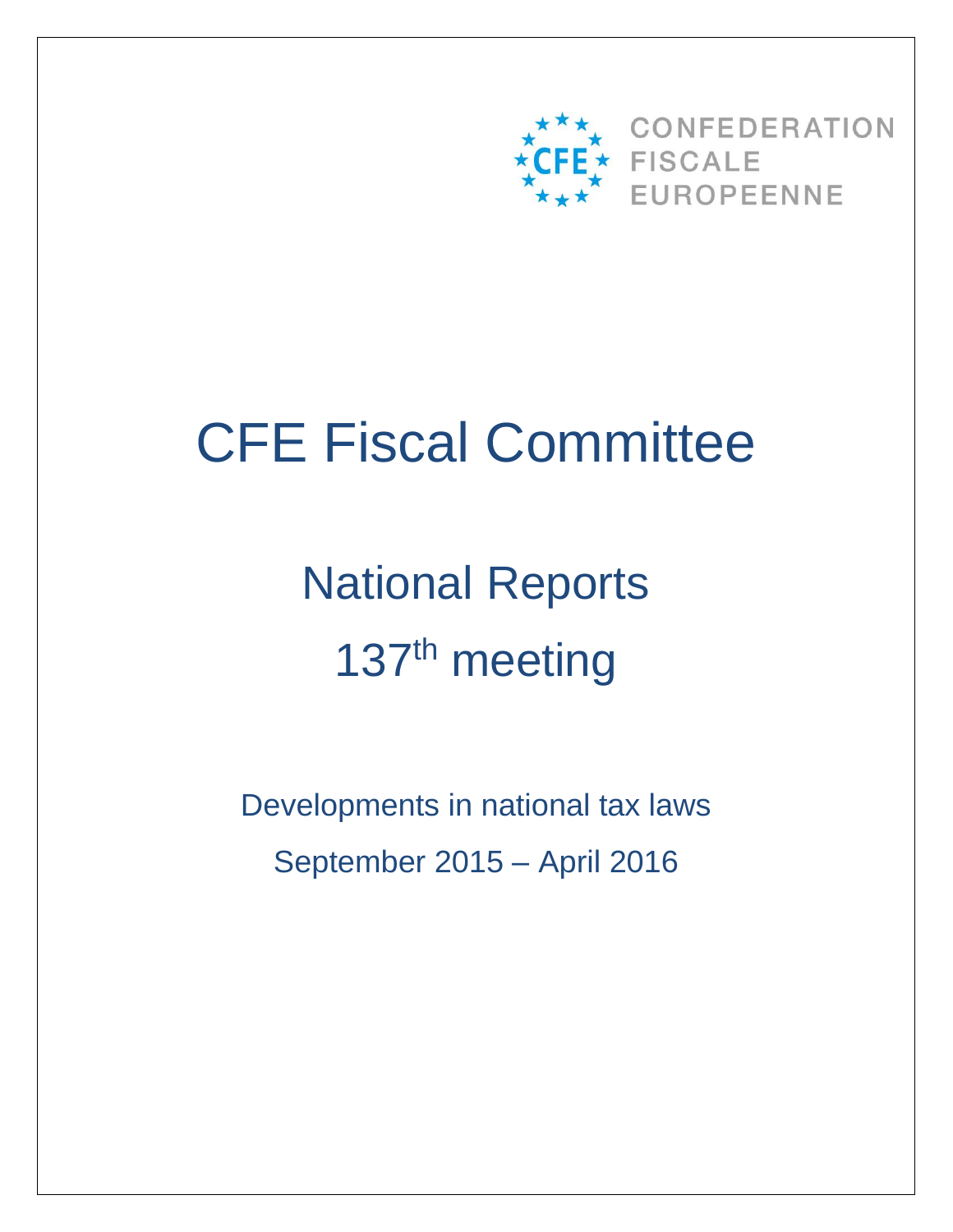CONFEDERATION FISCALE EUROPEENNE

# CFE Fiscal Committee

## National Reports

## 137th meeting

Developments in national tax laws

September 2015 – April 2016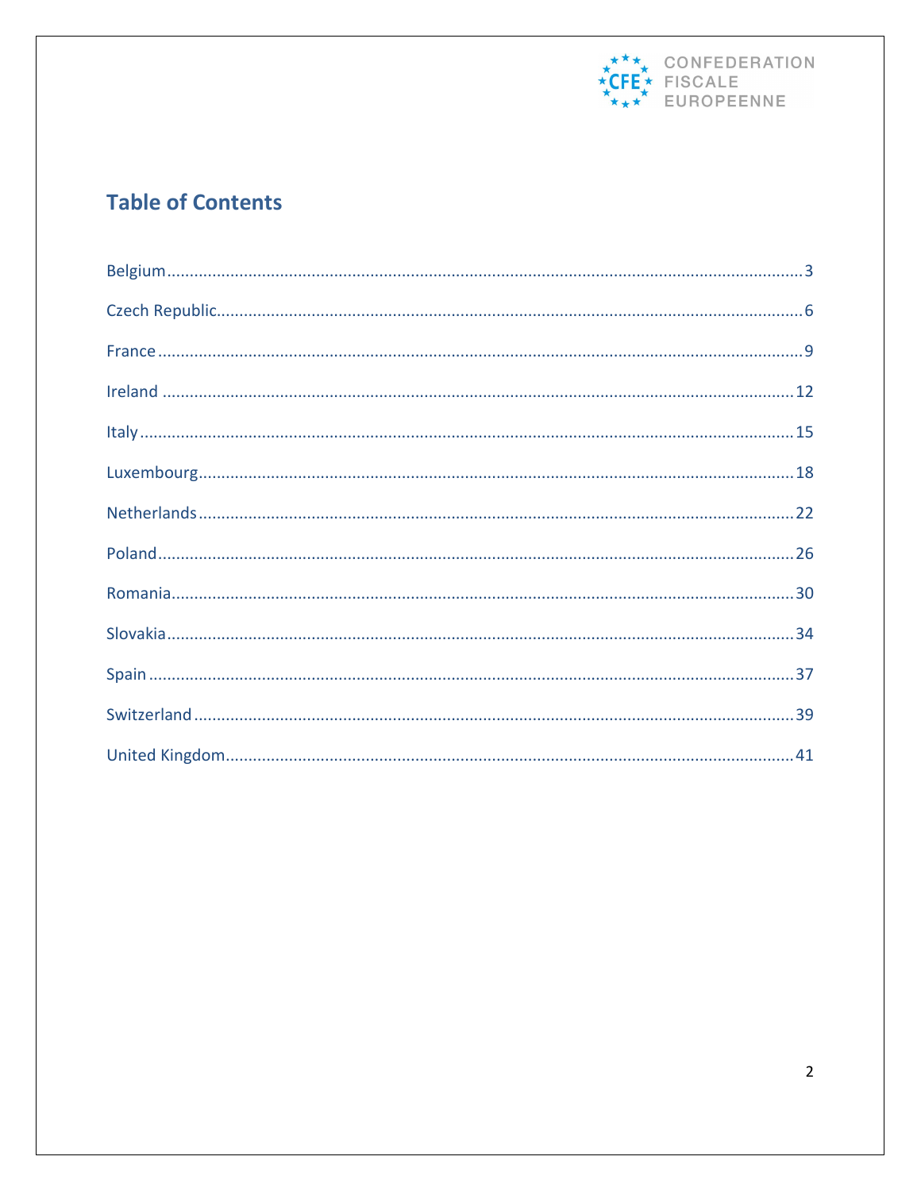## Table of Contents

Belgium .......... 3

Czech Republic .......... 6

France .......... 9

Ireland .......... 12

Italy .......... 15

Luxembourg .......... 18

Netherlands .......... 22

Poland .......... 26

Romania .......... 30

Slovakia .......... 34

Spain .......... 37

Switzerland .......... 39

United Kingdom .......... 41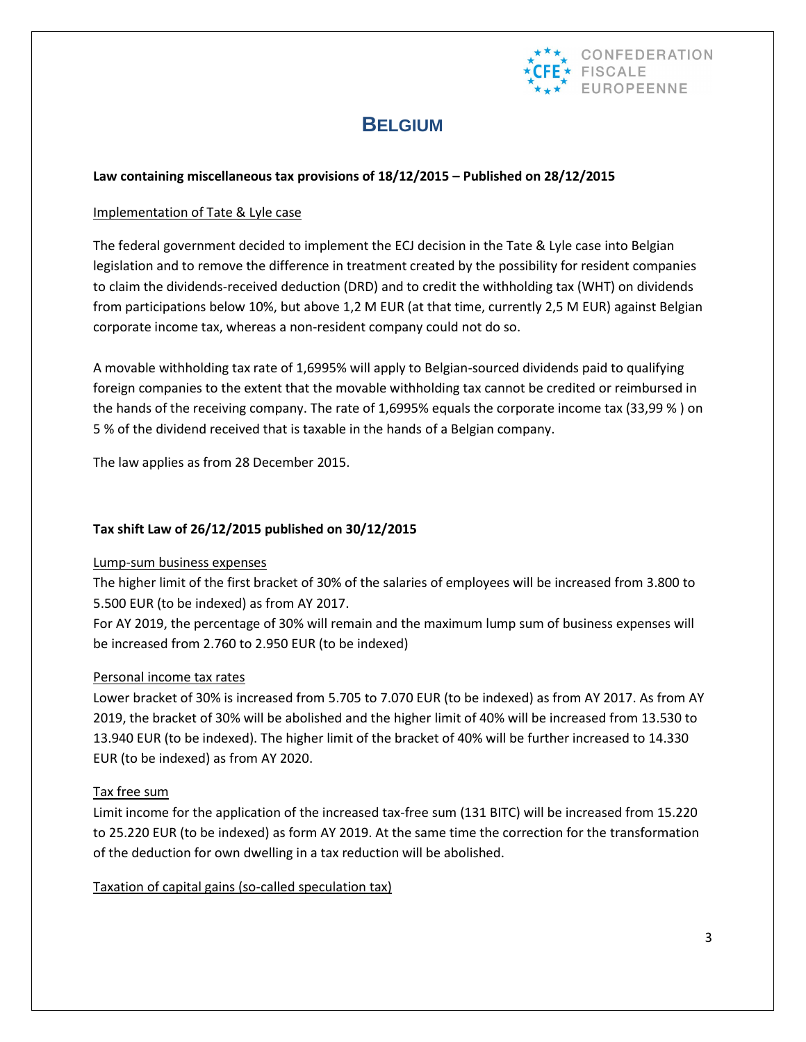# BELGIUM

**Law containing miscellaneous tax provisions of 18/12/2015 – Published on 28/12/2015**

Implementation of Tate & Lyle case

The federal government decided to implement the ECJ decision in the Tate & Lyle case into Belgian legislation and to remove the difference in treatment created by the possibility for resident companies to claim the dividends-received deduction (DRD) and to credit the withholding tax (WHT) on dividends from participations below 10%, but above 1,2 M EUR (at that time, currently 2,5 M EUR) against Belgian corporate income tax, whereas a non-resident company could not do so.

A movable withholding tax rate of 1,6995% will apply to Belgian-sourced dividends paid to qualifying foreign companies to the extent that the movable withholding tax cannot be credited or reimbursed in the hands of the receiving company. The rate of 1,6995% equals the corporate income tax (33,99 % ) on 5 % of the dividend received that is taxable in the hands of a Belgian company.

The law applies as from 28 December 2015.

**Tax shift Law of 26/12/2015 published on 30/12/2015**

Lump-sum business expenses

The higher limit of the first bracket of 30% of the salaries of employees will be increased from 3.800 to 5.500 EUR (to be indexed) as from AY 2017.

For AY 2019, the percentage of 30% will remain and the maximum lump sum of business expenses will be increased from 2.760 to 2.950 EUR (to be indexed)

Personal income tax rates

Lower bracket of 30% is increased from 5.705 to 7.070 EUR (to be indexed) as from AY 2017. As from AY 2019, the bracket of 30% will be abolished and the higher limit of 40% will be increased from 13.530 to 13.940 EUR (to be indexed). The higher limit of the bracket of 40% will be further increased to 14.330 EUR (to be indexed) as from AY 2020.

Tax free sum

Limit income for the application of the increased tax-free sum (131 BITC) will be increased from 15.220 to 25.220 EUR (to be indexed) as form AY 2019. At the same time the correction for the transformation of the deduction for own dwelling in a tax reduction will be abolished.

Taxation of capital gains (so-called speculation tax)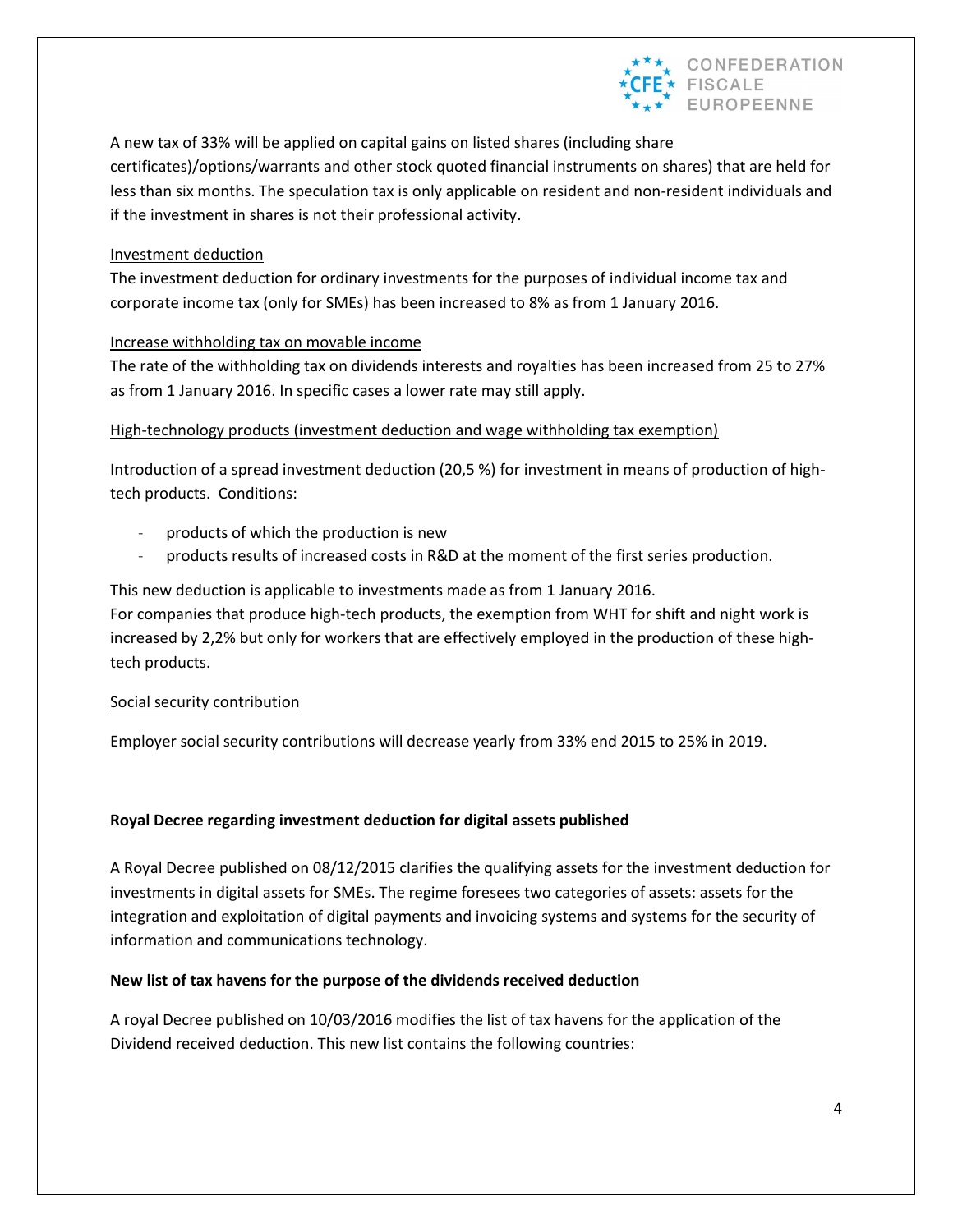A new tax of 33% will be applied on capital gains on listed shares (including share certificates)/options/warrants and other stock quoted financial instruments on shares) that are held for less than six months. The speculation tax is only applicable on resident and non-resident individuals and if the investment in shares is not their professional activity.

Investment deduction

The investment deduction for ordinary investments for the purposes of individual income tax and corporate income tax (only for SMEs) has been increased to 8% as from 1 January 2016.

Increase withholding tax on movable income

The rate of the withholding tax on dividends interests and royalties has been increased from 25 to 27% as from 1 January 2016. In specific cases a lower rate may still apply.

High-technology products (investment deduction and wage withholding tax exemption)

Introduction of a spread investment deduction (20,5 %) for investment in means of production of high-tech products. Conditions:

- products of which the production is new
- products results of increased costs in R&D at the moment of the first series production.

This new deduction is applicable to investments made as from 1 January 2016.
For companies that produce high-tech products, the exemption from WHT for shift and night work is increased by 2,2% but only for workers that are effectively employed in the production of these high-tech products.

Social security contribution

Employer social security contributions will decrease yearly from 33% end 2015 to 25% in 2019.

**Royal Decree regarding investment deduction for digital assets published**

A Royal Decree published on 08/12/2015 clarifies the qualifying assets for the investment deduction for investments in digital assets for SMEs. The regime foresees two categories of assets: assets for the integration and exploitation of digital payments and invoicing systems and systems for the security of information and communications technology.

**New list of tax havens for the purpose of the dividends received deduction**

A royal Decree published on 10/03/2016 modifies the list of tax havens for the application of the Dividend received deduction. This new list contains the following countries: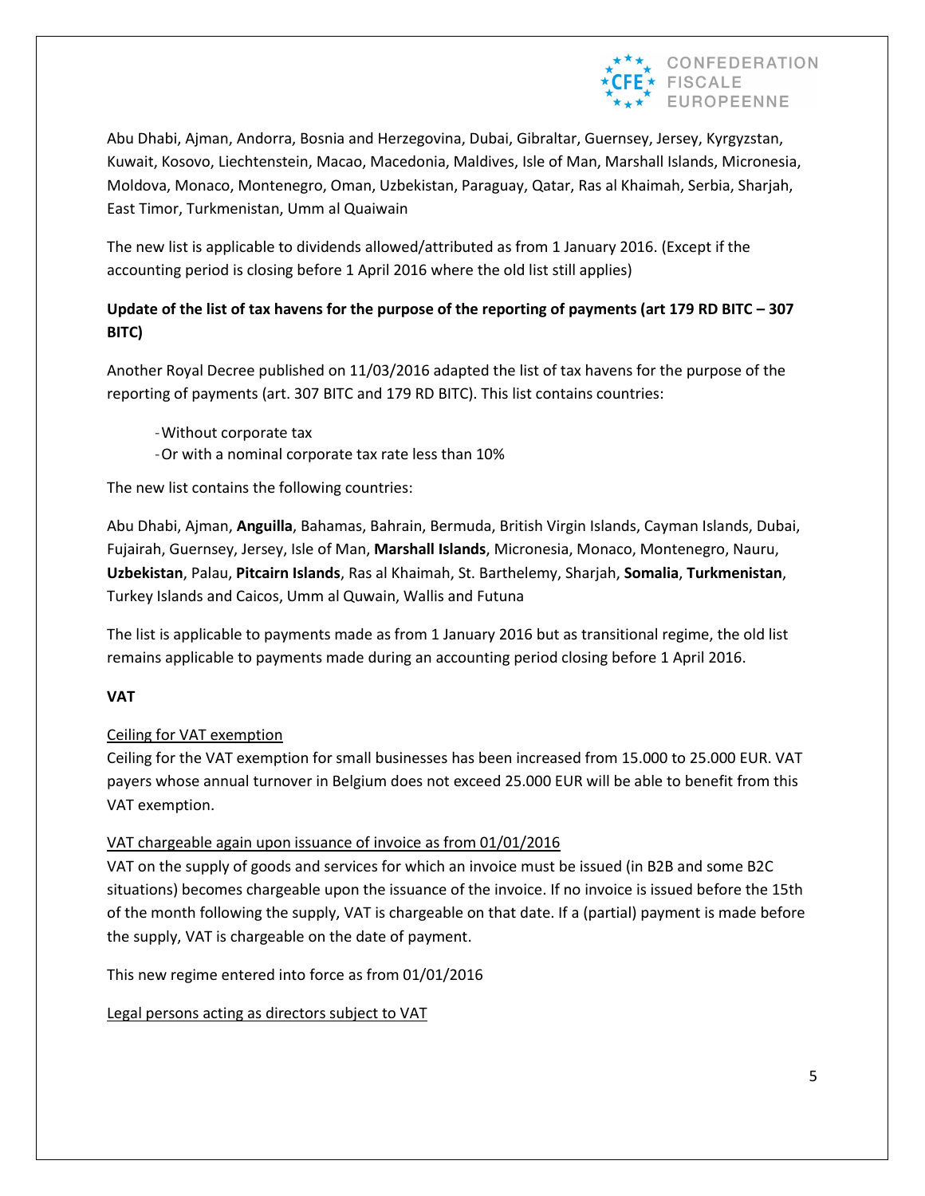Abu Dhabi, Ajman, Andorra, Bosnia and Herzegovina, Dubai, Gibraltar, Guernsey, Jersey, Kyrgyzstan, Kuwait, Kosovo, Liechtenstein, Macao, Macedonia, Maldives, Isle of Man, Marshall Islands, Micronesia, Moldova, Monaco, Montenegro, Oman, Uzbekistan, Paraguay, Qatar, Ras al Khaimah, Serbia, Sharjah, East Timor, Turkmenistan, Umm al Quaiwain

The new list is applicable to dividends allowed/attributed as from 1 January 2016. (Except if the accounting period is closing before 1 April 2016 where the old list still applies)

**Update of the list of tax havens for the purpose of the reporting of payments (art 179 RD BITC – 307 BITC)**

Another Royal Decree published on 11/03/2016 adapted the list of tax havens for the purpose of the reporting of payments (art. 307 BITC and 179 RD BITC). This list contains countries:

- Without corporate tax
- Or with a nominal corporate tax rate less than 10%

The new list contains the following countries:

Abu Dhabi, Ajman, **Anguilla**, Bahamas, Bahrain, Bermuda, British Virgin Islands, Cayman Islands, Dubai, Fujairah, Guernsey, Jersey, Isle of Man, **Marshall Islands**, Micronesia, Monaco, Montenegro, Nauru, **Uzbekistan**, Palau, **Pitcairn Islands**, Ras al Khaimah, St. Barthelemy, Sharjah, **Somalia**, **Turkmenistan**, Turkey Islands and Caicos, Umm al Quwain, Wallis and Futuna

The list is applicable to payments made as from 1 January 2016 but as transitional regime, the old list remains applicable to payments made during an accounting period closing before 1 April 2016.

**VAT**

Ceiling for VAT exemption

Ceiling for the VAT exemption for small businesses has been increased from 15.000 to 25.000 EUR. VAT payers whose annual turnover in Belgium does not exceed 25.000 EUR will be able to benefit from this VAT exemption.

VAT chargeable again upon issuance of invoice as from 01/01/2016

VAT on the supply of goods and services for which an invoice must be issued (in B2B and some B2C situations) becomes chargeable upon the issuance of the invoice. If no invoice is issued before the 15th of the month following the supply, VAT is chargeable on that date. If a (partial) payment is made before the supply, VAT is chargeable on the date of payment.

This new regime entered into force as from 01/01/2016

Legal persons acting as directors subject to VAT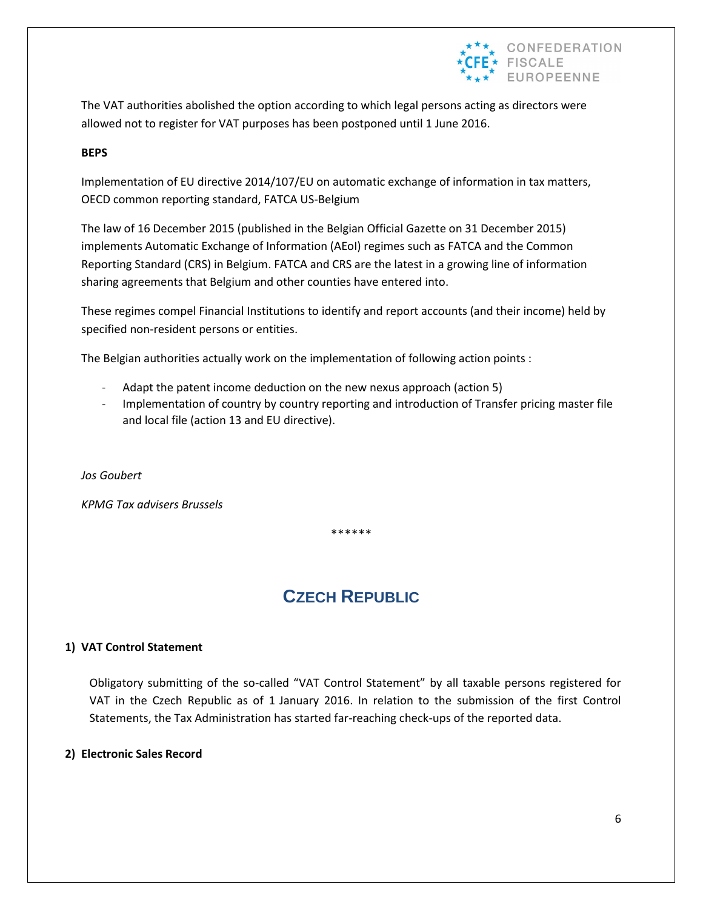The VAT authorities abolished the option according to which legal persons acting as directors were allowed not to register for VAT purposes has been postponed until 1 June 2016.

**BEPS**

Implementation of EU directive 2014/107/EU on automatic exchange of information in tax matters, OECD common reporting standard, FATCA US-Belgium

The law of 16 December 2015 (published in the Belgian Official Gazette on 31 December 2015) implements Automatic Exchange of Information (AEoI) regimes such as FATCA and the Common Reporting Standard (CRS) in Belgium. FATCA and CRS are the latest in a growing line of information sharing agreements that Belgium and other counties have entered into.

These regimes compel Financial Institutions to identify and report accounts (and their income) held by specified non-resident persons or entities.

The Belgian authorities actually work on the implementation of following action points :

- Adapt the patent income deduction on the new nexus approach (action 5)
- Implementation of country by country reporting and introduction of Transfer pricing master file and local file (action 13 and EU directive).

*Jos Goubert*

*KPMG Tax advisers Brussels*

******

## CZECH REPUBLIC

### 1) VAT Control Statement

Obligatory submitting of the so-called "VAT Control Statement" by all taxable persons registered for VAT in the Czech Republic as of 1 January 2016. In relation to the submission of the first Control Statements, the Tax Administration has started far-reaching check-ups of the reported data.

### 2) Electronic Sales Record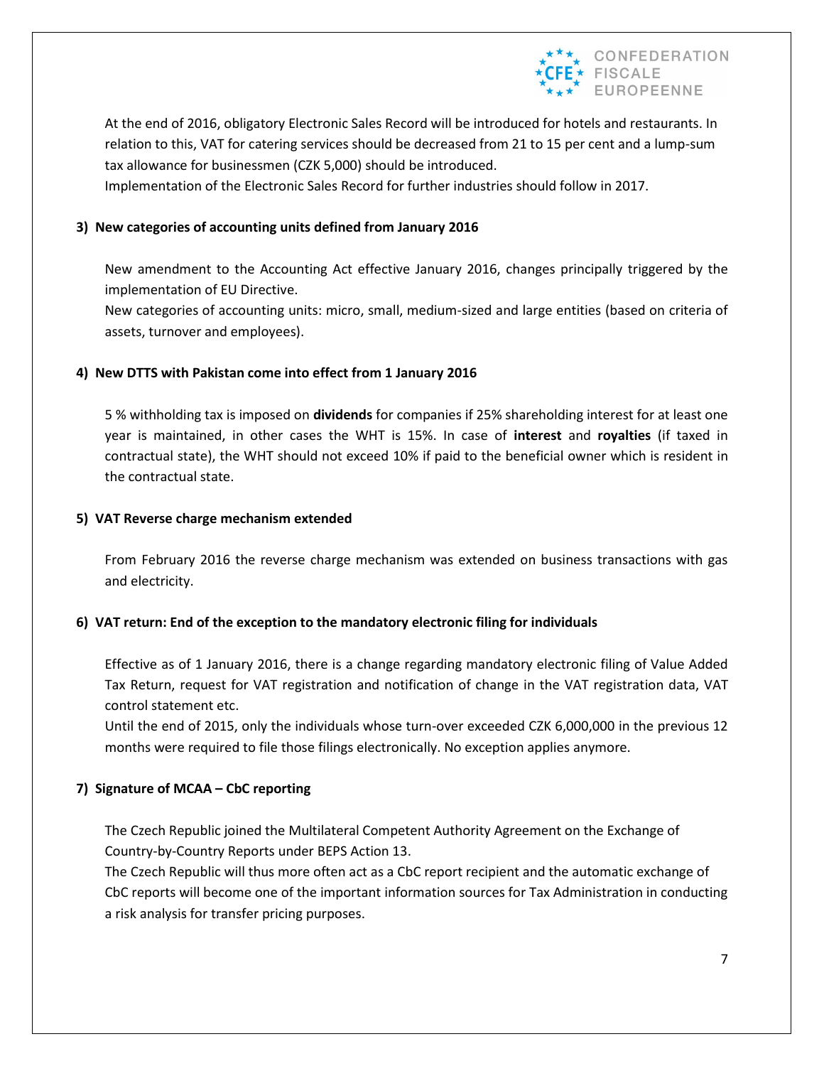At the end of 2016, obligatory Electronic Sales Record will be introduced for hotels and restaurants. In relation to this, VAT for catering services should be decreased from 21 to 15 per cent and a lump-sum tax allowance for businessmen (CZK 5,000) should be introduced.

Implementation of the Electronic Sales Record for further industries should follow in 2017.

**3) New categories of accounting units defined from January 2016**

New amendment to the Accounting Act effective January 2016, changes principally triggered by the implementation of EU Directive.

New categories of accounting units: micro, small, medium-sized and large entities (based on criteria of assets, turnover and employees).

**4) New DTTS with Pakistan come into effect from 1 January 2016**

5 % withholding tax is imposed on **dividends** for companies if 25% shareholding interest for at least one year is maintained, in other cases the WHT is 15%. In case of **interest** and **royalties** (if taxed in contractual state), the WHT should not exceed 10% if paid to the beneficial owner which is resident in the contractual state.

**5) VAT Reverse charge mechanism extended**

From February 2016 the reverse charge mechanism was extended on business transactions with gas and electricity.

**6) VAT return: End of the exception to the mandatory electronic filing for individuals**

Effective as of 1 January 2016, there is a change regarding mandatory electronic filing of Value Added Tax Return, request for VAT registration and notification of change in the VAT registration data, VAT control statement etc.

Until the end of 2015, only the individuals whose turn-over exceeded CZK 6,000,000 in the previous 12 months were required to file those filings electronically. No exception applies anymore.

**7) Signature of MCAA – CbC reporting**

The Czech Republic joined the Multilateral Competent Authority Agreement on the Exchange of Country-by-Country Reports under BEPS Action 13.

The Czech Republic will thus more often act as a CbC report recipient and the automatic exchange of CbC reports will become one of the important information sources for Tax Administration in conducting a risk analysis for transfer pricing purposes.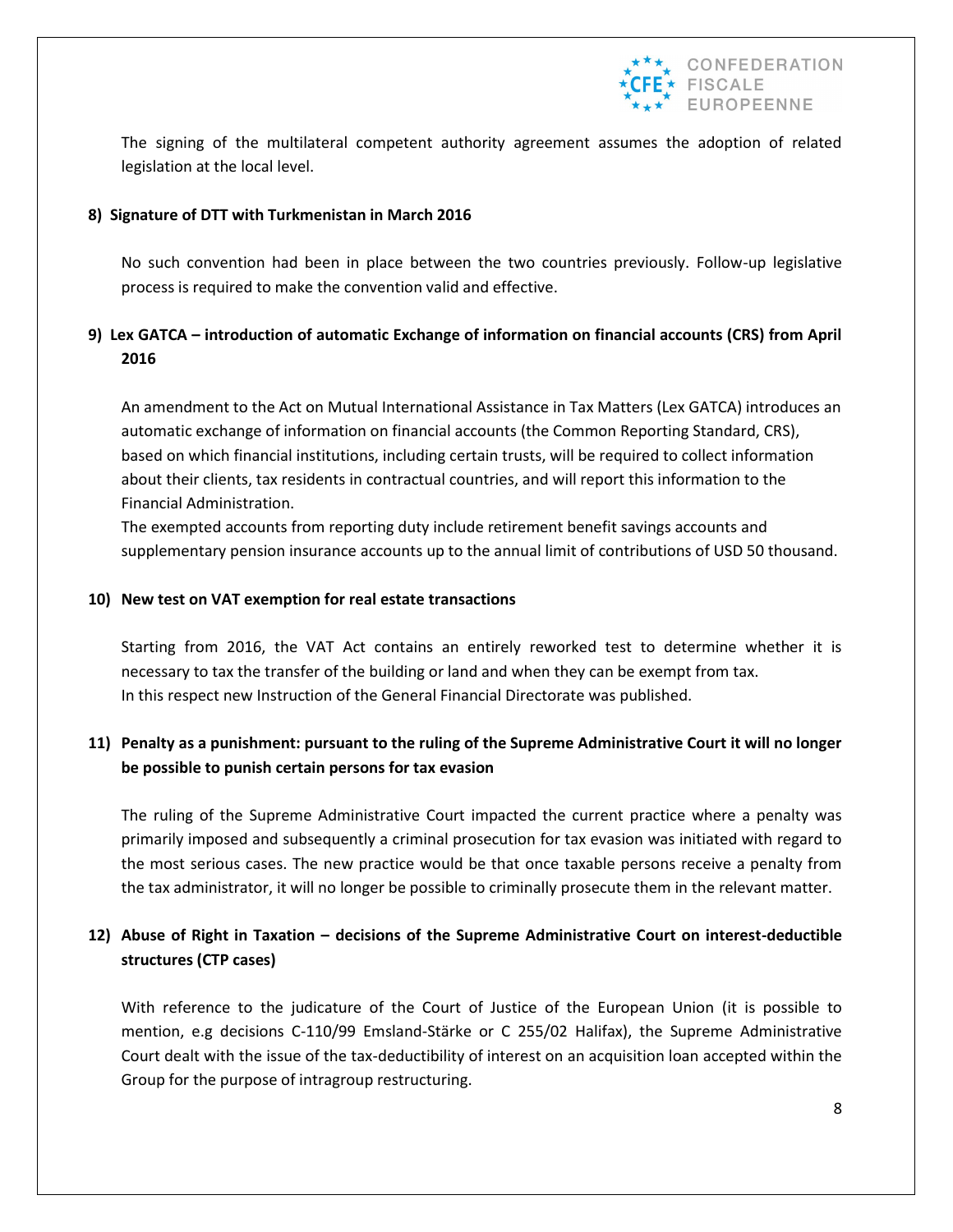The signing of the multilateral competent authority agreement assumes the adoption of related legislation at the local level.

**8) Signature of DTT with Turkmenistan in March 2016**

No such convention had been in place between the two countries previously. Follow-up legislative process is required to make the convention valid and effective.

**9) Lex GATCA – introduction of automatic Exchange of information on financial accounts (CRS) from April 2016**

An amendment to the Act on Mutual International Assistance in Tax Matters (Lex GATCA) introduces an automatic exchange of information on financial accounts (the Common Reporting Standard, CRS), based on which financial institutions, including certain trusts, will be required to collect information about their clients, tax residents in contractual countries, and will report this information to the Financial Administration.

The exempted accounts from reporting duty include retirement benefit savings accounts and supplementary pension insurance accounts up to the annual limit of contributions of USD 50 thousand.

**10) New test on VAT exemption for real estate transactions**

Starting from 2016, the VAT Act contains an entirely reworked test to determine whether it is necessary to tax the transfer of the building or land and when they can be exempt from tax.
In this respect new Instruction of the General Financial Directorate was published.

**11) Penalty as a punishment: pursuant to the ruling of the Supreme Administrative Court it will no longer be possible to punish certain persons for tax evasion**

The ruling of the Supreme Administrative Court impacted the current practice where a penalty was primarily imposed and subsequently a criminal prosecution for tax evasion was initiated with regard to the most serious cases. The new practice would be that once taxable persons receive a penalty from the tax administrator, it will no longer be possible to criminally prosecute them in the relevant matter.

**12) Abuse of Right in Taxation – decisions of the Supreme Administrative Court on interest-deductible structures (CTP cases)**

With reference to the judicature of the Court of Justice of the European Union (it is possible to mention, e.g decisions C-110/99 Emsland-Stärke or C 255/02 Halifax), the Supreme Administrative Court dealt with the issue of the tax-deductibility of interest on an acquisition loan accepted within the Group for the purpose of intragroup restructuring.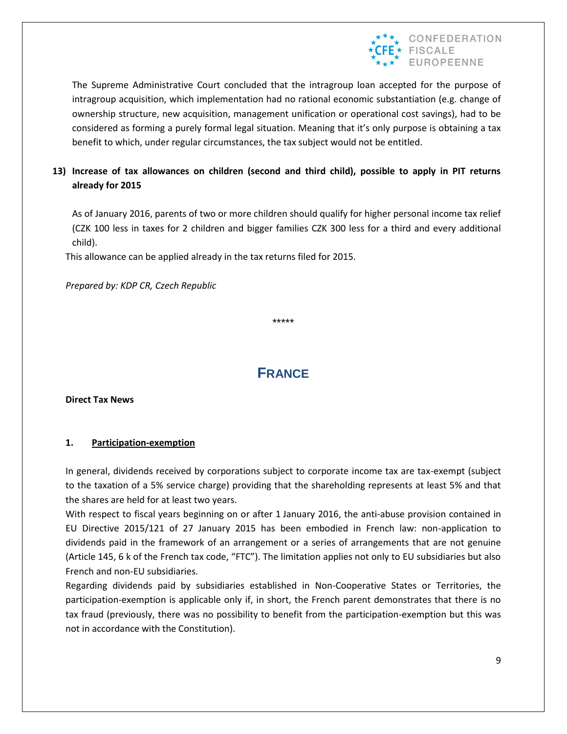The Supreme Administrative Court concluded that the intragroup loan accepted for the purpose of intragroup acquisition, which implementation had no rational economic substantiation (e.g. change of ownership structure, new acquisition, management unification or operational cost savings), had to be considered as forming a purely formal legal situation. Meaning that it's only purpose is obtaining a tax benefit to which, under regular circumstances, the tax subject would not be entitled.

**13) Increase of tax allowances on children (second and third child), possible to apply in PIT returns already for 2015**

As of January 2016, parents of two or more children should qualify for higher personal income tax relief (CZK 100 less in taxes for 2 children and bigger families CZK 300 less for a third and every additional child).

This allowance can be applied already in the tax returns filed for 2015.

*Prepared by: KDP CR, Czech Republic*

*****

# France

**Direct Tax News**

**1. <u>Participation-exemption</u>**

In general, dividends received by corporations subject to corporate income tax are tax-exempt (subject to the taxation of a 5% service charge) providing that the shareholding represents at least 5% and that the shares are held for at least two years.

With respect to fiscal years beginning on or after 1 January 2016, the anti-abuse provision contained in EU Directive 2015/121 of 27 January 2015 has been embodied in French law: non-application to dividends paid in the framework of an arrangement or a series of arrangements that are not genuine (Article 145, 6 k of the French tax code, "FTC"). The limitation applies not only to EU subsidiaries but also French and non-EU subsidiaries.

Regarding dividends paid by subsidiaries established in Non-Cooperative States or Territories, the participation-exemption is applicable only if, in short, the French parent demonstrates that there is no tax fraud (previously, there was no possibility to benefit from the participation-exemption but this was not in accordance with the Constitution).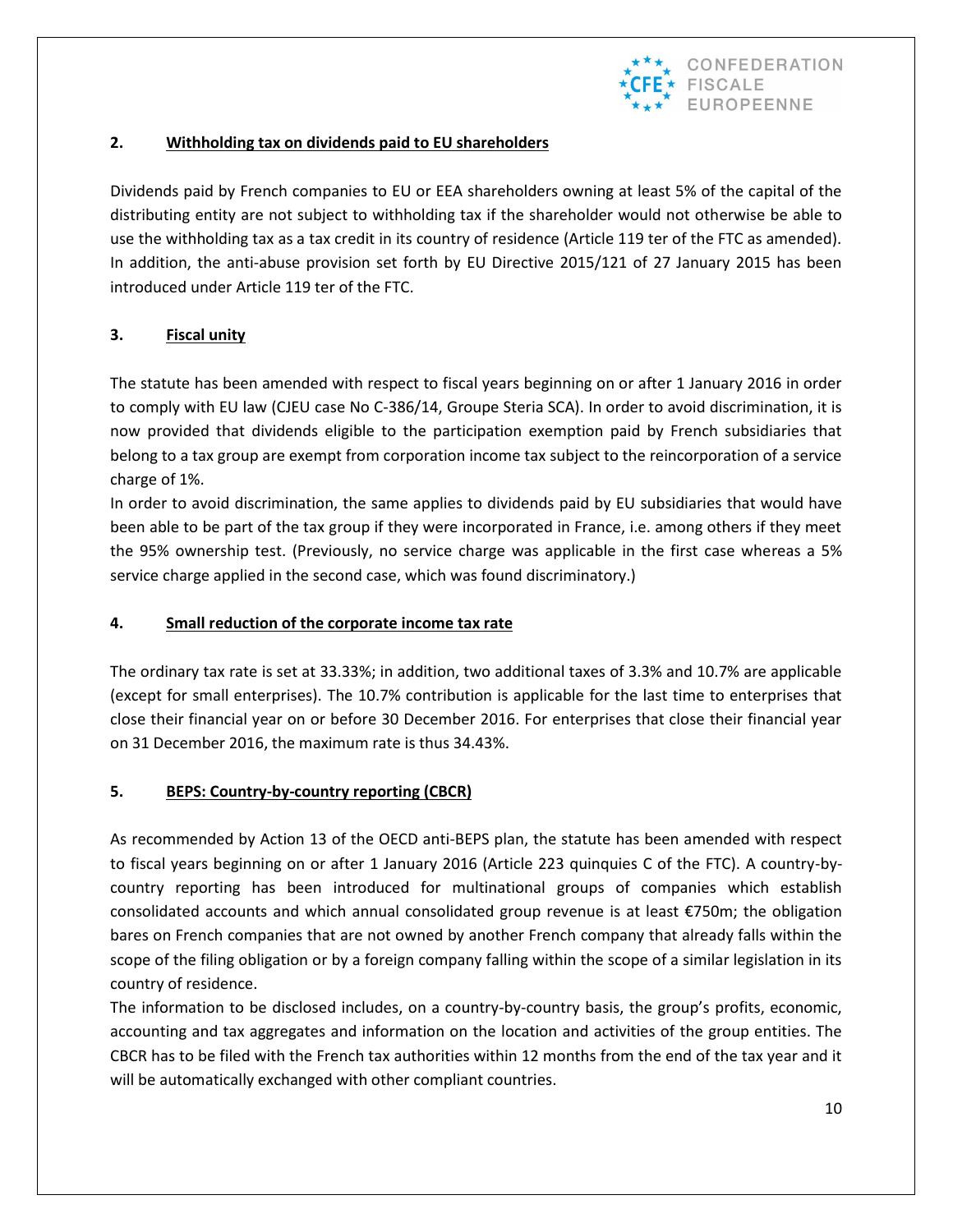## 2. Withholding tax on dividends paid to EU shareholders

Dividends paid by French companies to EU or EEA shareholders owning at least 5% of the capital of the distributing entity are not subject to withholding tax if the shareholder would not otherwise be able to use the withholding tax as a tax credit in its country of residence (Article 119 ter of the FTC as amended). In addition, the anti-abuse provision set forth by EU Directive 2015/121 of 27 January 2015 has been introduced under Article 119 ter of the FTC.

## 3. Fiscal unity

The statute has been amended with respect to fiscal years beginning on or after 1 January 2016 in order to comply with EU law (CJEU case No C-386/14, Groupe Steria SCA). In order to avoid discrimination, it is now provided that dividends eligible to the participation exemption paid by French subsidiaries that belong to a tax group are exempt from corporation income tax subject to the reincorporation of a service charge of 1%.

In order to avoid discrimination, the same applies to dividends paid by EU subsidiaries that would have been able to be part of the tax group if they were incorporated in France, i.e. among others if they meet the 95% ownership test. (Previously, no service charge was applicable in the first case whereas a 5% service charge applied in the second case, which was found discriminatory.)

## 4. Small reduction of the corporate income tax rate

The ordinary tax rate is set at 33.33%; in addition, two additional taxes of 3.3% and 10.7% are applicable (except for small enterprises). The 10.7% contribution is applicable for the last time to enterprises that close their financial year on or before 30 December 2016. For enterprises that close their financial year on 31 December 2016, the maximum rate is thus 34.43%.

## 5. BEPS: Country-by-country reporting (CBCR)

As recommended by Action 13 of the OECD anti-BEPS plan, the statute has been amended with respect to fiscal years beginning on or after 1 January 2016 (Article 223 quinquies C of the FTC). A country-by-country reporting has been introduced for multinational groups of companies which establish consolidated accounts and which annual consolidated group revenue is at least €750m; the obligation bares on French companies that are not owned by another French company that already falls within the scope of the filing obligation or by a foreign company falling within the scope of a similar legislation in its country of residence.

The information to be disclosed includes, on a country-by-country basis, the group's profits, economic, accounting and tax aggregates and information on the location and activities of the group entities. The CBCR has to be filed with the French tax authorities within 12 months from the end of the tax year and it will be automatically exchanged with other compliant countries.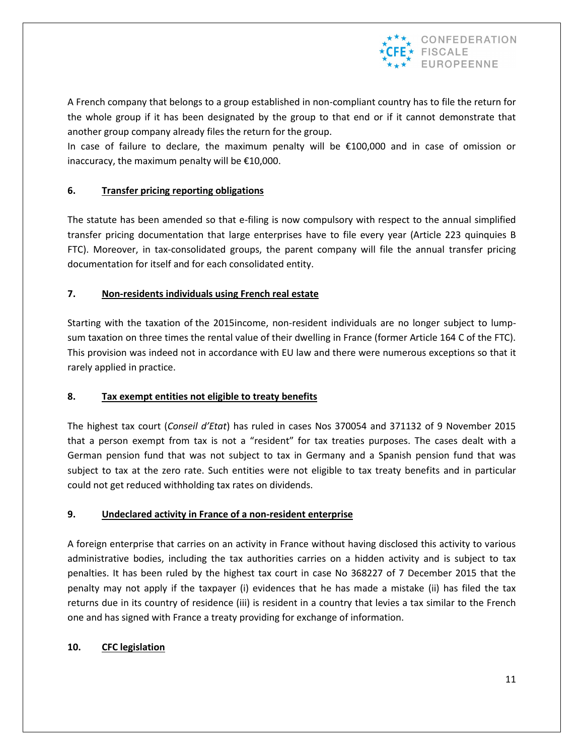A French company that belongs to a group established in non-compliant country has to file the return for the whole group if it has been designated by the group to that end or if it cannot demonstrate that another group company already files the return for the group.

In case of failure to declare, the maximum penalty will be €100,000 and in case of omission or inaccuracy, the maximum penalty will be €10,000.

### 6. Transfer pricing reporting obligations

The statute has been amended so that e-filing is now compulsory with respect to the annual simplified transfer pricing documentation that large enterprises have to file every year (Article 223 quinquies B FTC). Moreover, in tax-consolidated groups, the parent company will file the annual transfer pricing documentation for itself and for each consolidated entity.

### 7. Non-residents individuals using French real estate

Starting with the taxation of the 2015income, non-resident individuals are no longer subject to lump-sum taxation on three times the rental value of their dwelling in France (former Article 164 C of the FTC). This provision was indeed not in accordance with EU law and there were numerous exceptions so that it rarely applied in practice.

### 8. Tax exempt entities not eligible to treaty benefits

The highest tax court (*Conseil d'Etat*) has ruled in cases Nos 370054 and 371132 of 9 November 2015 that a person exempt from tax is not a "resident" for tax treaties purposes. The cases dealt with a German pension fund that was not subject to tax in Germany and a Spanish pension fund that was subject to tax at the zero rate. Such entities were not eligible to tax treaty benefits and in particular could not get reduced withholding tax rates on dividends.

### 9. Undeclared activity in France of a non-resident enterprise

A foreign enterprise that carries on an activity in France without having disclosed this activity to various administrative bodies, including the tax authorities carries on a hidden activity and is subject to tax penalties. It has been ruled by the highest tax court in case No 368227 of 7 December 2015 that the penalty may not apply if the taxpayer (i) evidences that he has made a mistake (ii) has filed the tax returns due in its country of residence (iii) is resident in a country that levies a tax similar to the French one and has signed with France a treaty providing for exchange of information.

### 10. CFC legislation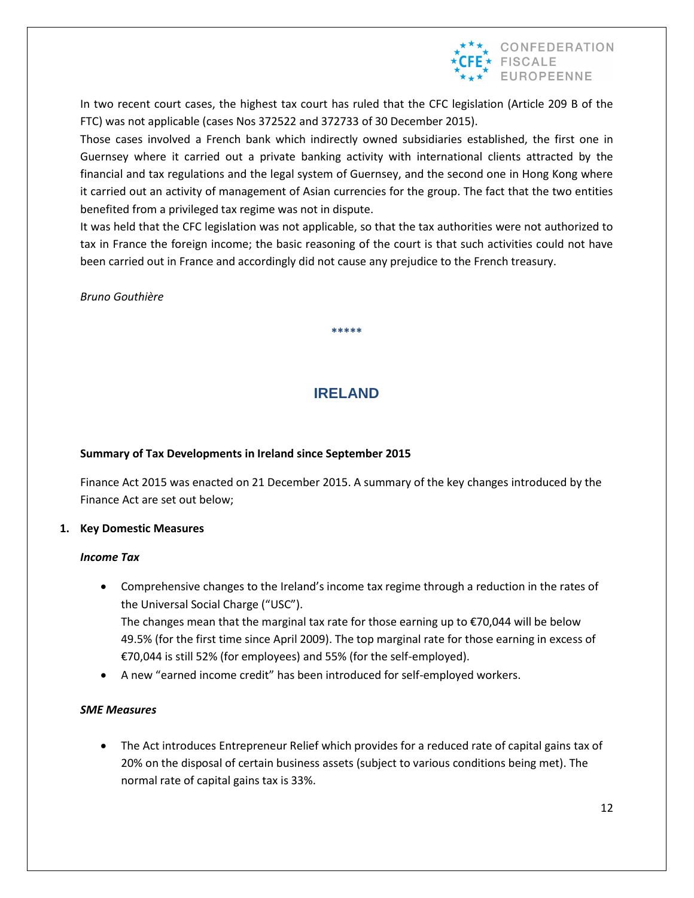In two recent court cases, the highest tax court has ruled that the CFC legislation (Article 209 B of the FTC) was not applicable (cases Nos 372522 and 372733 of 30 December 2015).

Those cases involved a French bank which indirectly owned subsidiaries established, the first one in Guernsey where it carried out a private banking activity with international clients attracted by the financial and tax regulations and the legal system of Guernsey, and the second one in Hong Kong where it carried out an activity of management of Asian currencies for the group. The fact that the two entities benefited from a privileged tax regime was not in dispute.

It was held that the CFC legislation was not applicable, so that the tax authorities were not authorized to tax in France the foreign income; the basic reasoning of the court is that such activities could not have been carried out in France and accordingly did not cause any prejudice to the French treasury.

*Bruno Gouthière*

*****

## IRELAND

**Summary of Tax Developments in Ireland since September 2015**

Finance Act 2015 was enacted on 21 December 2015. A summary of the key changes introduced by the Finance Act are set out below;

**1. Key Domestic Measures**

***Income Tax***

- Comprehensive changes to the Ireland's income tax regime through a reduction in the rates of the Universal Social Charge ("USC").
  The changes mean that the marginal tax rate for those earning up to €70,044 will be below 49.5% (for the first time since April 2009). The top marginal rate for those earning in excess of €70,044 is still 52% (for employees) and 55% (for the self-employed).
- A new "earned income credit" has been introduced for self-employed workers.

***SME Measures***

- The Act introduces Entrepreneur Relief which provides for a reduced rate of capital gains tax of 20% on the disposal of certain business assets (subject to various conditions being met). The normal rate of capital gains tax is 33%.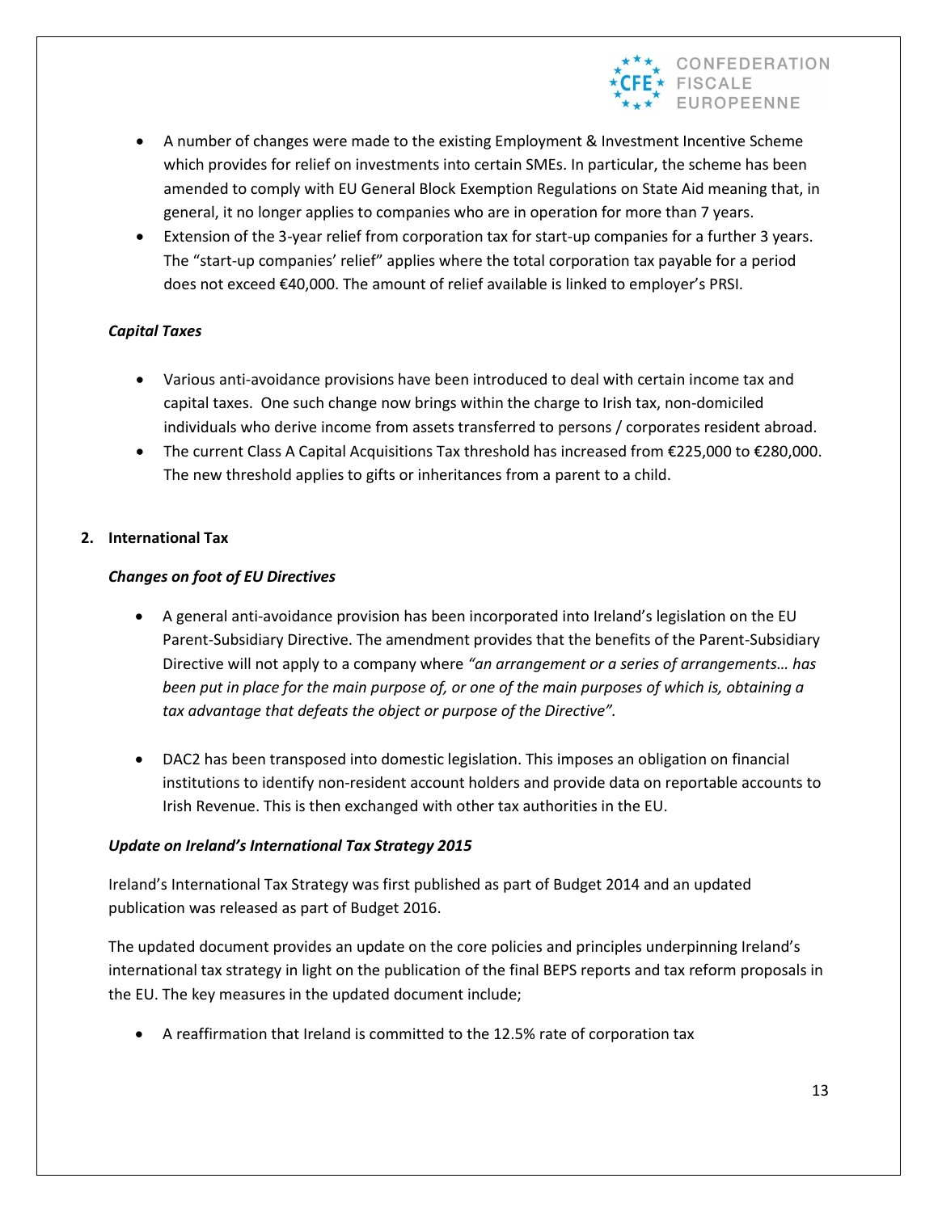- A number of changes were made to the existing Employment & Investment Incentive Scheme which provides for relief on investments into certain SMEs. In particular, the scheme has been amended to comply with EU General Block Exemption Regulations on State Aid meaning that, in general, it no longer applies to companies who are in operation for more than 7 years.
- Extension of the 3-year relief from corporation tax for start-up companies for a further 3 years. The "start-up companies' relief" applies where the total corporation tax payable for a period does not exceed €40,000. The amount of relief available is linked to employer's PRSI.

### *Capital Taxes*

- Various anti-avoidance provisions have been introduced to deal with certain income tax and capital taxes. One such change now brings within the charge to Irish tax, non-domiciled individuals who derive income from assets transferred to persons / corporates resident abroad.
- The current Class A Capital Acquisitions Tax threshold has increased from €225,000 to €280,000. The new threshold applies to gifts or inheritances from a parent to a child.

## 2. International Tax

### *Changes on foot of EU Directives*

- A general anti-avoidance provision has been incorporated into Ireland's legislation on the EU Parent-Subsidiary Directive. The amendment provides that the benefits of the Parent-Subsidiary Directive will not apply to a company where *"an arrangement or a series of arrangements… has been put in place for the main purpose of, or one of the main purposes of which is, obtaining a tax advantage that defeats the object or purpose of the Directive".*

- DAC2 has been transposed into domestic legislation. This imposes an obligation on financial institutions to identify non-resident account holders and provide data on reportable accounts to Irish Revenue. This is then exchanged with other tax authorities in the EU.

### *Update on Ireland's International Tax Strategy 2015*

Ireland's International Tax Strategy was first published as part of Budget 2014 and an updated publication was released as part of Budget 2016.

The updated document provides an update on the core policies and principles underpinning Ireland's international tax strategy in light on the publication of the final BEPS reports and tax reform proposals in the EU. The key measures in the updated document include;

- A reaffirmation that Ireland is committed to the 12.5% rate of corporation tax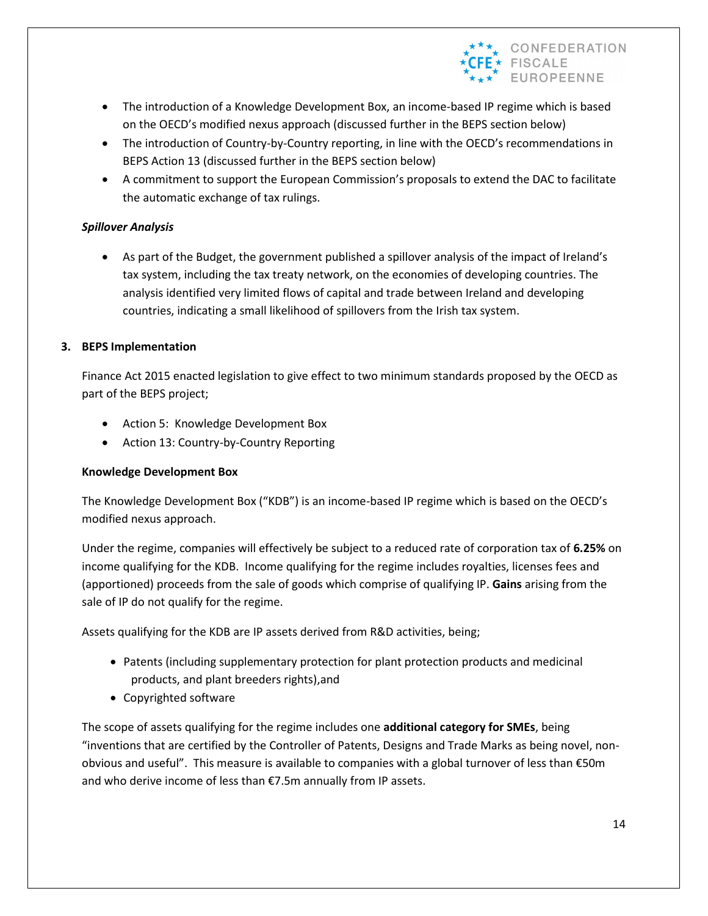- The introduction of a Knowledge Development Box, an income-based IP regime which is based on the OECD's modified nexus approach (discussed further in the BEPS section below)
- The introduction of Country-by-Country reporting, in line with the OECD's recommendations in BEPS Action 13 (discussed further in the BEPS section below)
- A commitment to support the European Commission's proposals to extend the DAC to facilitate the automatic exchange of tax rulings.

***Spillover Analysis***

- As part of the Budget, the government published a spillover analysis of the impact of Ireland's tax system, including the tax treaty network, on the economies of developing countries. The analysis identified very limited flows of capital and trade between Ireland and developing countries, indicating a small likelihood of spillovers from the Irish tax system.

## 3. BEPS Implementation

Finance Act 2015 enacted legislation to give effect to two minimum standards proposed by the OECD as part of the BEPS project;

- Action 5: Knowledge Development Box
- Action 13: Country-by-Country Reporting

**Knowledge Development Box**

The Knowledge Development Box ("KDB") is an income-based IP regime which is based on the OECD's modified nexus approach.

Under the regime, companies will effectively be subject to a reduced rate of corporation tax of **6.25%** on income qualifying for the KDB. Income qualifying for the regime includes royalties, licenses fees and (apportioned) proceeds from the sale of goods which comprise of qualifying IP. **Gains** arising from the sale of IP do not qualify for the regime.

Assets qualifying for the KDB are IP assets derived from R&D activities, being;

- Patents (including supplementary protection for plant protection products and medicinal products, and plant breeders rights),and
- Copyrighted software

The scope of assets qualifying for the regime includes one **additional category for SMEs**, being "inventions that are certified by the Controller of Patents, Designs and Trade Marks as being novel, non-obvious and useful". This measure is available to companies with a global turnover of less than €50m and who derive income of less than €7.5m annually from IP assets.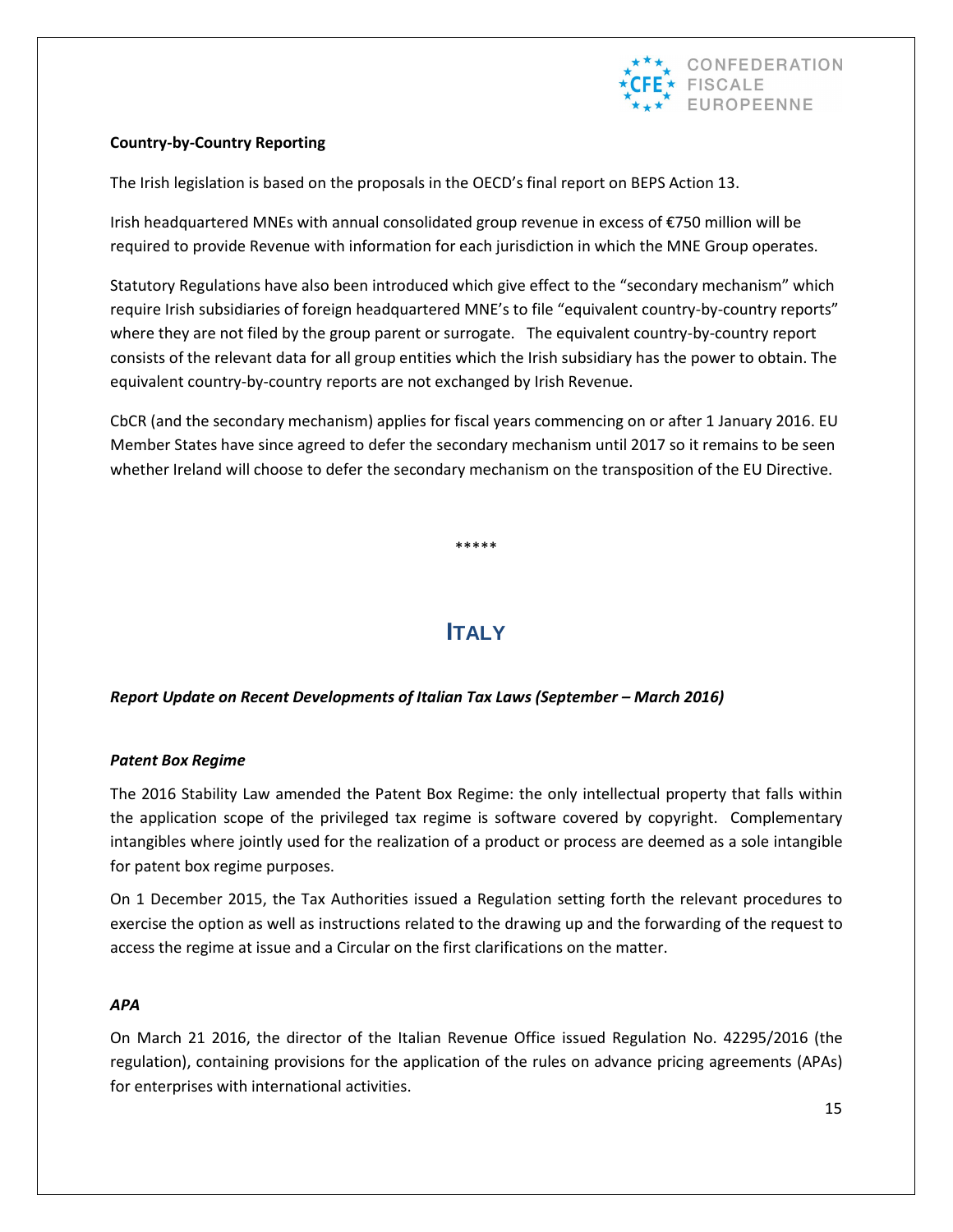**Country-by-Country Reporting**

The Irish legislation is based on the proposals in the OECD's final report on BEPS Action 13.

Irish headquartered MNEs with annual consolidated group revenue in excess of €750 million will be required to provide Revenue with information for each jurisdiction in which the MNE Group operates.

Statutory Regulations have also been introduced which give effect to the "secondary mechanism" which require Irish subsidiaries of foreign headquartered MNE's to file "equivalent country-by-country reports" where they are not filed by the group parent or surrogate. The equivalent country-by-country report consists of the relevant data for all group entities which the Irish subsidiary has the power to obtain. The equivalent country-by-country reports are not exchanged by Irish Revenue.

CbCR (and the secondary mechanism) applies for fiscal years commencing on or after 1 January 2016. EU Member States have since agreed to defer the secondary mechanism until 2017 so it remains to be seen whether Ireland will choose to defer the secondary mechanism on the transposition of the EU Directive.

*****

# ITALY

***Report Update on Recent Developments of Italian Tax Laws (September – March 2016)***

***Patent Box Regime***

The 2016 Stability Law amended the Patent Box Regime: the only intellectual property that falls within the application scope of the privileged tax regime is software covered by copyright. Complementary intangibles where jointly used for the realization of a product or process are deemed as a sole intangible for patent box regime purposes.

On 1 December 2015, the Tax Authorities issued a Regulation setting forth the relevant procedures to exercise the option as well as instructions related to the drawing up and the forwarding of the request to access the regime at issue and a Circular on the first clarifications on the matter.

***APA***

On March 21 2016, the director of the Italian Revenue Office issued Regulation No. 42295/2016 (the regulation), containing provisions for the application of the rules on advance pricing agreements (APAs) for enterprises with international activities.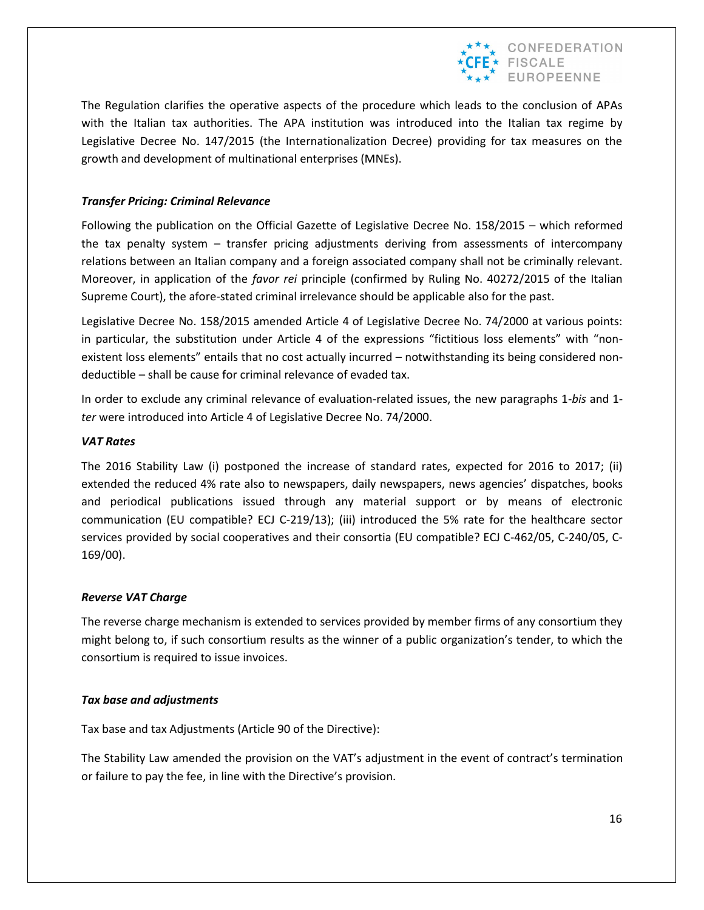The Regulation clarifies the operative aspects of the procedure which leads to the conclusion of APAs with the Italian tax authorities. The APA institution was introduced into the Italian tax regime by Legislative Decree No. 147/2015 (the Internationalization Decree) providing for tax measures on the growth and development of multinational enterprises (MNEs).

***Transfer Pricing: Criminal Relevance***

Following the publication on the Official Gazette of Legislative Decree No. 158/2015 – which reformed the tax penalty system – transfer pricing adjustments deriving from assessments of intercompany relations between an Italian company and a foreign associated company shall not be criminally relevant. Moreover, in application of the *favor rei* principle (confirmed by Ruling No. 40272/2015 of the Italian Supreme Court), the afore-stated criminal irrelevance should be applicable also for the past.

Legislative Decree No. 158/2015 amended Article 4 of Legislative Decree No. 74/2000 at various points: in particular, the substitution under Article 4 of the expressions "fictitious loss elements" with "non-existent loss elements" entails that no cost actually incurred – notwithstanding its being considered non-deductible – shall be cause for criminal relevance of evaded tax.

In order to exclude any criminal relevance of evaluation-related issues, the new paragraphs 1-*bis* and 1-*ter* were introduced into Article 4 of Legislative Decree No. 74/2000.

***VAT Rates***

The 2016 Stability Law (i) postponed the increase of standard rates, expected for 2016 to 2017; (ii) extended the reduced 4% rate also to newspapers, daily newspapers, news agencies' dispatches, books and periodical publications issued through any material support or by means of electronic communication (EU compatible? ECJ C-219/13); (iii) introduced the 5% rate for the healthcare sector services provided by social cooperatives and their consortia (EU compatible? ECJ C-462/05, C-240/05, C-169/00).

***Reverse VAT Charge***

The reverse charge mechanism is extended to services provided by member firms of any consortium they might belong to, if such consortium results as the winner of a public organization's tender, to which the consortium is required to issue invoices.

***Tax base and adjustments***

Tax base and tax Adjustments (Article 90 of the Directive):

The Stability Law amended the provision on the VAT's adjustment in the event of contract's termination or failure to pay the fee, in line with the Directive's provision.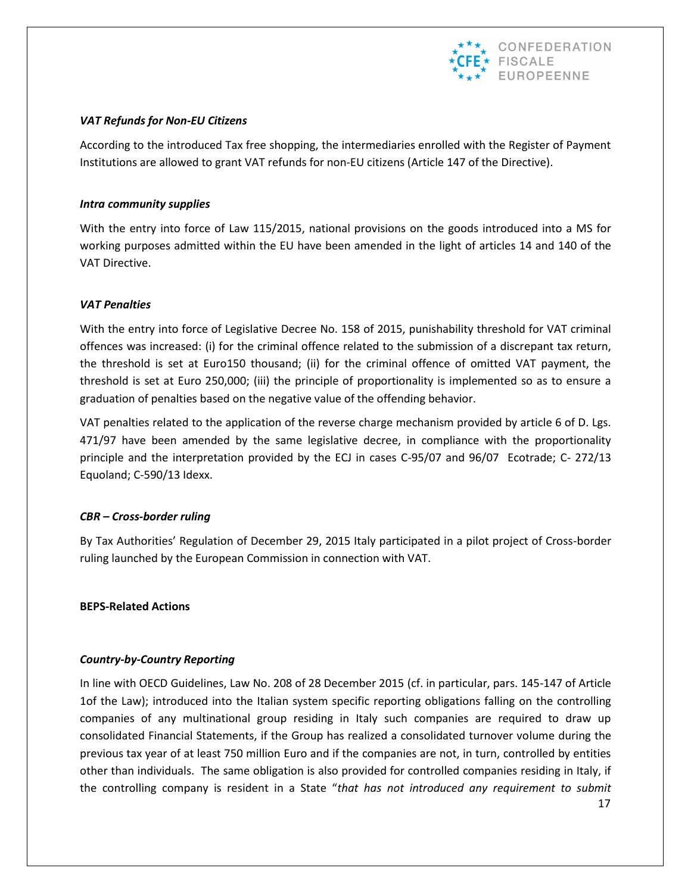***VAT Refunds for Non-EU Citizens***

According to the introduced Tax free shopping, the intermediaries enrolled with the Register of Payment Institutions are allowed to grant VAT refunds for non-EU citizens (Article 147 of the Directive).

***Intra community supplies***

With the entry into force of Law 115/2015, national provisions on the goods introduced into a MS for working purposes admitted within the EU have been amended in the light of articles 14 and 140 of the VAT Directive.

***VAT Penalties***

With the entry into force of Legislative Decree No. 158 of 2015, punishability threshold for VAT criminal offences was increased: (i) for the criminal offence related to the submission of a discrepant tax return, the threshold is set at Euro150 thousand; (ii) for the criminal offence of omitted VAT payment, the threshold is set at Euro 250,000; (iii) the principle of proportionality is implemented so as to ensure a graduation of penalties based on the negative value of the offending behavior.

VAT penalties related to the application of the reverse charge mechanism provided by article 6 of D. Lgs. 471/97 have been amended by the same legislative decree, in compliance with the proportionality principle and the interpretation provided by the ECJ in cases C-95/07 and 96/07 Ecotrade; C- 272/13 Equoland; C-590/13 Idexx.

***CBR – Cross-border ruling***

By Tax Authorities' Regulation of December 29, 2015 Italy participated in a pilot project of Cross-border ruling launched by the European Commission in connection with VAT.

**BEPS-Related Actions**

***Country-by-Country Reporting***

In line with OECD Guidelines, Law No. 208 of 28 December 2015 (cf. in particular, pars. 145-147 of Article 1of the Law); introduced into the Italian system specific reporting obligations falling on the controlling companies of any multinational group residing in Italy such companies are required to draw up consolidated Financial Statements, if the Group has realized a consolidated turnover volume during the previous tax year of at least 750 million Euro and if the companies are not, in turn, controlled by entities other than individuals. The same obligation is also provided for controlled companies residing in Italy, if the controlling company is resident in a State "*that has not introduced any requirement to submit*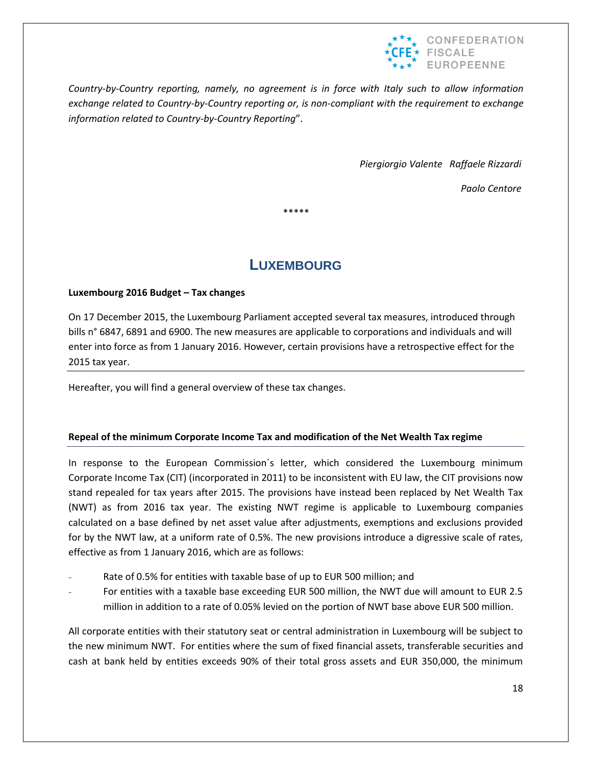*Country-by-Country reporting, namely, no agreement is in force with Italy such to allow information exchange related to Country-by-Country reporting or, is non-compliant with the requirement to exchange information related to Country-by-Country Reporting*".

*Piergiorgio Valente   Raffaele Rizzardi*

*Paolo Centore*

*****

## LUXEMBOURG

**Luxembourg 2016 Budget – Tax changes**

On 17 December 2015, the Luxembourg Parliament accepted several tax measures, introduced through bills n° 6847, 6891 and 6900. The new measures are applicable to corporations and individuals and will enter into force as from 1 January 2016. However, certain provisions have a retrospective effect for the 2015 tax year.

Hereafter, you will find a general overview of these tax changes.

**Repeal of the minimum Corporate Income Tax and modification of the Net Wealth Tax regime**

In response to the European Commission´s letter, which considered the Luxembourg minimum Corporate Income Tax (CIT) (incorporated in 2011) to be inconsistent with EU law, the CIT provisions now stand repealed for tax years after 2015. The provisions have instead been replaced by Net Wealth Tax (NWT) as from 2016 tax year. The existing NWT regime is applicable to Luxembourg companies calculated on a base defined by net asset value after adjustments, exemptions and exclusions provided for by the NWT law, at a uniform rate of 0.5%. The new provisions introduce a digressive scale of rates, effective as from 1 January 2016, which are as follows:

- Rate of 0.5% for entities with taxable base of up to EUR 500 million; and
- For entities with a taxable base exceeding EUR 500 million, the NWT due will amount to EUR 2.5 million in addition to a rate of 0.05% levied on the portion of NWT base above EUR 500 million.

All corporate entities with their statutory seat or central administration in Luxembourg will be subject to the new minimum NWT. For entities where the sum of fixed financial assets, transferable securities and cash at bank held by entities exceeds 90% of their total gross assets and EUR 350,000, the minimum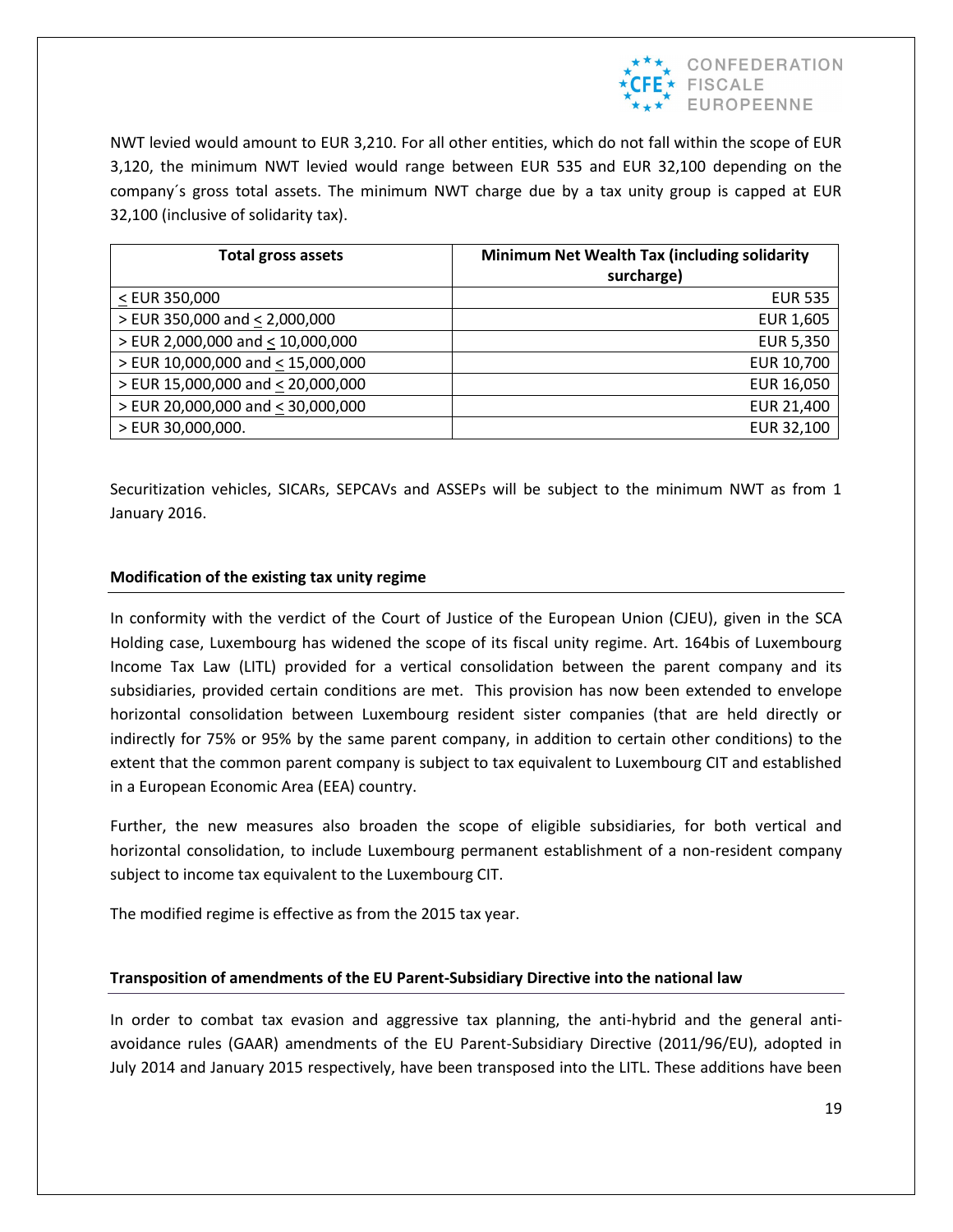NWT levied would amount to EUR 3,210. For all other entities, which do not fall within the scope of EUR 3,120, the minimum NWT levied would range between EUR 535 and EUR 32,100 depending on the company´s gross total assets. The minimum NWT charge due by a tax unity group is capped at EUR 32,100 (inclusive of solidarity tax).

| Total gross assets | Minimum Net Wealth Tax (including solidarity surcharge) |
|---|---:|
| ≤ EUR 350,000 | EUR 535 |
| > EUR 350,000 and ≤ 2,000,000 | EUR 1,605 |
| > EUR 2,000,000 and ≤ 10,000,000 | EUR 5,350 |
| > EUR 10,000,000 and ≤ 15,000,000 | EUR 10,700 |
| > EUR 15,000,000 and ≤ 20,000,000 | EUR 16,050 |
| > EUR 20,000,000 and ≤ 30,000,000 | EUR 21,400 |
| > EUR 30,000,000. | EUR 32,100 |

Securitization vehicles, SICARs, SEPCAVs and ASSEPs will be subject to the minimum NWT as from 1 January 2016.

**Modification of the existing tax unity regime**

In conformity with the verdict of the Court of Justice of the European Union (CJEU), given in the SCA Holding case, Luxembourg has widened the scope of its fiscal unity regime. Art. 164bis of Luxembourg Income Tax Law (LITL) provided for a vertical consolidation between the parent company and its subsidiaries, provided certain conditions are met. This provision has now been extended to envelope horizontal consolidation between Luxembourg resident sister companies (that are held directly or indirectly for 75% or 95% by the same parent company, in addition to certain other conditions) to the extent that the common parent company is subject to tax equivalent to Luxembourg CIT and established in a European Economic Area (EEA) country.

Further, the new measures also broaden the scope of eligible subsidiaries, for both vertical and horizontal consolidation, to include Luxembourg permanent establishment of a non-resident company subject to income tax equivalent to the Luxembourg CIT.

The modified regime is effective as from the 2015 tax year.

**Transposition of amendments of the EU Parent-Subsidiary Directive into the national law**

In order to combat tax evasion and aggressive tax planning, the anti-hybrid and the general anti-avoidance rules (GAAR) amendments of the EU Parent-Subsidiary Directive (2011/96/EU), adopted in July 2014 and January 2015 respectively, have been transposed into the LITL. These additions have been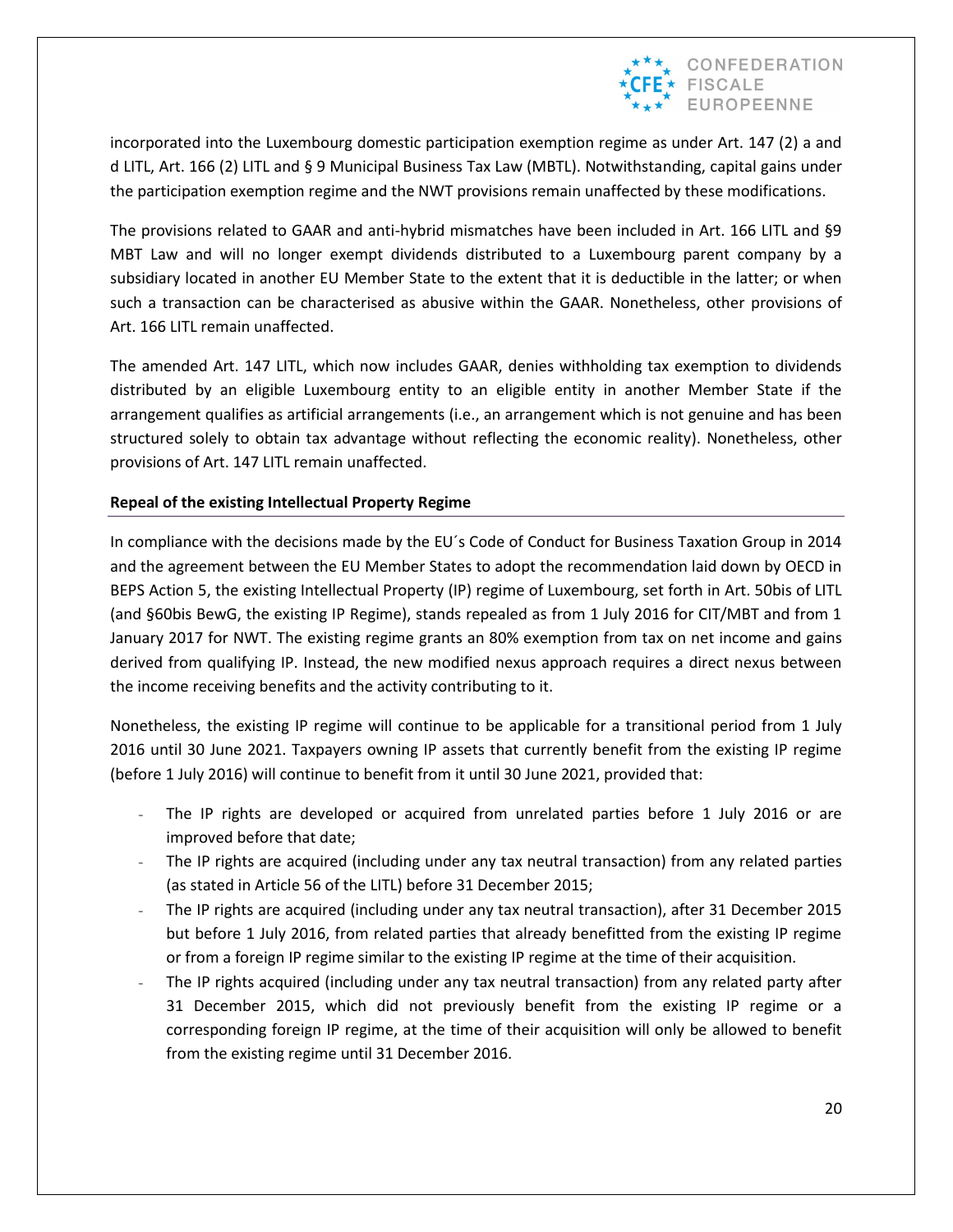incorporated into the Luxembourg domestic participation exemption regime as under Art. 147 (2) a and d LITL, Art. 166 (2) LITL and § 9 Municipal Business Tax Law (MBTL). Notwithstanding, capital gains under the participation exemption regime and the NWT provisions remain unaffected by these modifications.

The provisions related to GAAR and anti-hybrid mismatches have been included in Art. 166 LITL and §9 MBT Law and will no longer exempt dividends distributed to a Luxembourg parent company by a subsidiary located in another EU Member State to the extent that it is deductible in the latter; or when such a transaction can be characterised as abusive within the GAAR. Nonetheless, other provisions of Art. 166 LITL remain unaffected.

The amended Art. 147 LITL, which now includes GAAR, denies withholding tax exemption to dividends distributed by an eligible Luxembourg entity to an eligible entity in another Member State if the arrangement qualifies as artificial arrangements (i.e., an arrangement which is not genuine and has been structured solely to obtain tax advantage without reflecting the economic reality). Nonetheless, other provisions of Art. 147 LITL remain unaffected.

**Repeal of the existing Intellectual Property Regime**

In compliance with the decisions made by the EU´s Code of Conduct for Business Taxation Group in 2014 and the agreement between the EU Member States to adopt the recommendation laid down by OECD in BEPS Action 5, the existing Intellectual Property (IP) regime of Luxembourg, set forth in Art. 50bis of LITL (and §60bis BewG, the existing IP Regime), stands repealed as from 1 July 2016 for CIT/MBT and from 1 January 2017 for NWT. The existing regime grants an 80% exemption from tax on net income and gains derived from qualifying IP. Instead, the new modified nexus approach requires a direct nexus between the income receiving benefits and the activity contributing to it.

Nonetheless, the existing IP regime will continue to be applicable for a transitional period from 1 July 2016 until 30 June 2021. Taxpayers owning IP assets that currently benefit from the existing IP regime (before 1 July 2016) will continue to benefit from it until 30 June 2021, provided that:

- The IP rights are developed or acquired from unrelated parties before 1 July 2016 or are improved before that date;
- The IP rights are acquired (including under any tax neutral transaction) from any related parties (as stated in Article 56 of the LITL) before 31 December 2015;
- The IP rights are acquired (including under any tax neutral transaction), after 31 December 2015 but before 1 July 2016, from related parties that already benefitted from the existing IP regime or from a foreign IP regime similar to the existing IP regime at the time of their acquisition.
- The IP rights acquired (including under any tax neutral transaction) from any related party after 31 December 2015, which did not previously benefit from the existing IP regime or a corresponding foreign IP regime, at the time of their acquisition will only be allowed to benefit from the existing regime until 31 December 2016.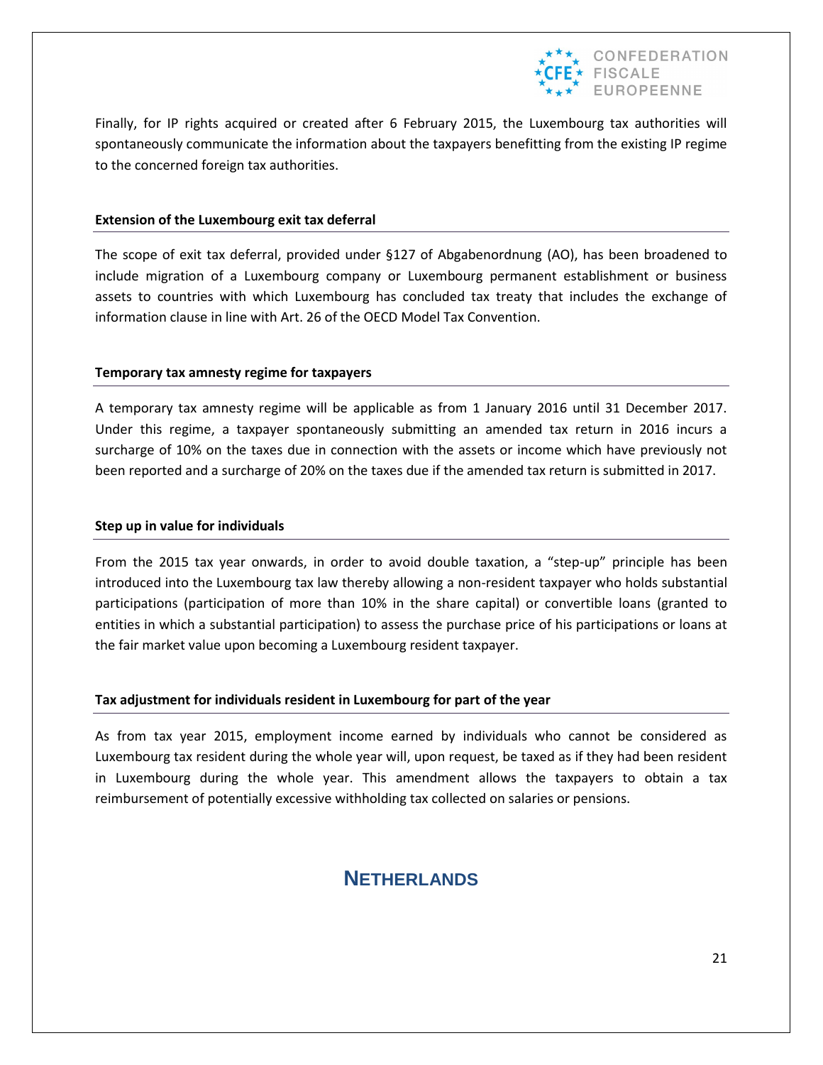Finally, for IP rights acquired or created after 6 February 2015, the Luxembourg tax authorities will spontaneously communicate the information about the taxpayers benefitting from the existing IP regime to the concerned foreign tax authorities.

### Extension of the Luxembourg exit tax deferral

The scope of exit tax deferral, provided under §127 of Abgabenordnung (AO), has been broadened to include migration of a Luxembourg company or Luxembourg permanent establishment or business assets to countries with which Luxembourg has concluded tax treaty that includes the exchange of information clause in line with Art. 26 of the OECD Model Tax Convention.

### Temporary tax amnesty regime for taxpayers

A temporary tax amnesty regime will be applicable as from 1 January 2016 until 31 December 2017. Under this regime, a taxpayer spontaneously submitting an amended tax return in 2016 incurs a surcharge of 10% on the taxes due in connection with the assets or income which have previously not been reported and a surcharge of 20% on the taxes due if the amended tax return is submitted in 2017.

### Step up in value for individuals

From the 2015 tax year onwards, in order to avoid double taxation, a “step-up” principle has been introduced into the Luxembourg tax law thereby allowing a non-resident taxpayer who holds substantial participations (participation of more than 10% in the share capital) or convertible loans (granted to entities in which a substantial participation) to assess the purchase price of his participations or loans at the fair market value upon becoming a Luxembourg resident taxpayer.

### Tax adjustment for individuals resident in Luxembourg for part of the year

As from tax year 2015, employment income earned by individuals who cannot be considered as Luxembourg tax resident during the whole year will, upon request, be taxed as if they had been resident in Luxembourg during the whole year. This amendment allows the taxpayers to obtain a tax reimbursement of potentially excessive withholding tax collected on salaries or pensions.

## NETHERLANDS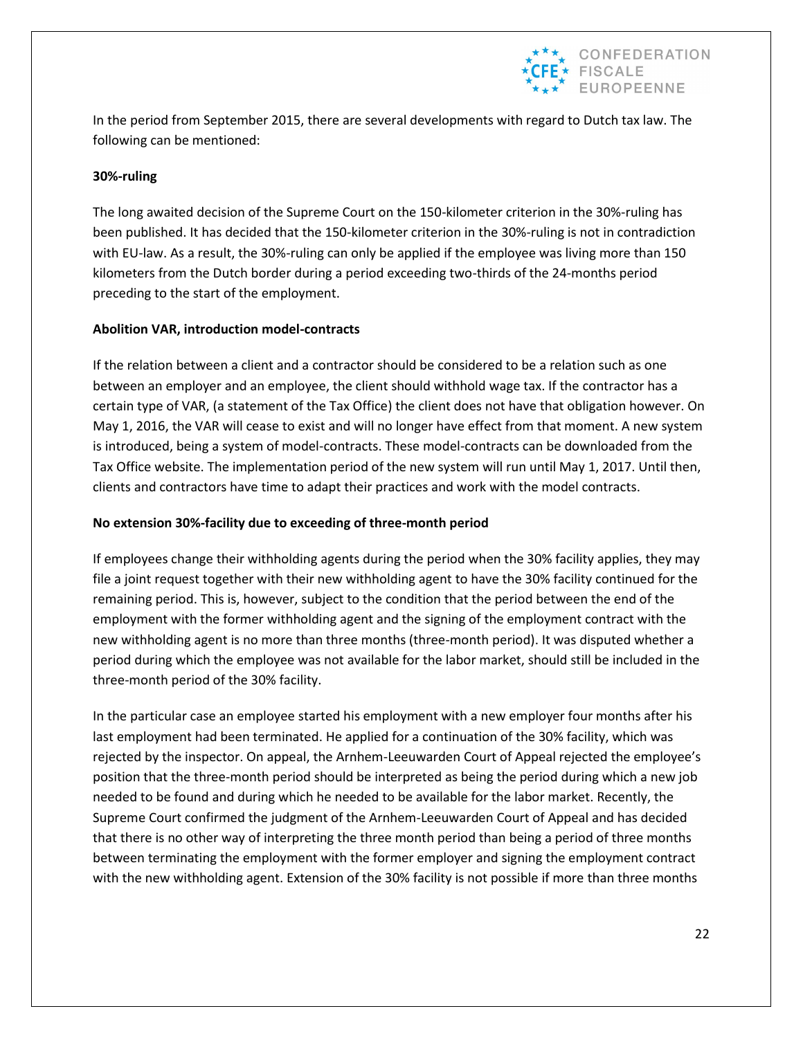In the period from September 2015, there are several developments with regard to Dutch tax law. The following can be mentioned:

**30%-ruling**

The long awaited decision of the Supreme Court on the 150-kilometer criterion in the 30%-ruling has been published. It has decided that the 150-kilometer criterion in the 30%-ruling is not in contradiction with EU-law. As a result, the 30%-ruling can only be applied if the employee was living more than 150 kilometers from the Dutch border during a period exceeding two-thirds of the 24-months period preceding to the start of the employment.

**Abolition VAR, introduction model-contracts**

If the relation between a client and a contractor should be considered to be a relation such as one between an employer and an employee, the client should withhold wage tax. If the contractor has a certain type of VAR, (a statement of the Tax Office) the client does not have that obligation however. On May 1, 2016, the VAR will cease to exist and will no longer have effect from that moment. A new system is introduced, being a system of model-contracts. These model-contracts can be downloaded from the Tax Office website. The implementation period of the new system will run until May 1, 2017. Until then, clients and contractors have time to adapt their practices and work with the model contracts.

**No extension 30%-facility due to exceeding of three-month period**

If employees change their withholding agents during the period when the 30% facility applies, they may file a joint request together with their new withholding agent to have the 30% facility continued for the remaining period. This is, however, subject to the condition that the period between the end of the employment with the former withholding agent and the signing of the employment contract with the new withholding agent is no more than three months (three-month period). It was disputed whether a period during which the employee was not available for the labor market, should still be included in the three-month period of the 30% facility.

In the particular case an employee started his employment with a new employer four months after his last employment had been terminated. He applied for a continuation of the 30% facility, which was rejected by the inspector. On appeal, the Arnhem-Leeuwarden Court of Appeal rejected the employee's position that the three-month period should be interpreted as being the period during which a new job needed to be found and during which he needed to be available for the labor market. Recently, the Supreme Court confirmed the judgment of the Arnhem-Leeuwarden Court of Appeal and has decided that there is no other way of interpreting the three month period than being a period of three months between terminating the employment with the former employer and signing the employment contract with the new withholding agent. Extension of the 30% facility is not possible if more than three months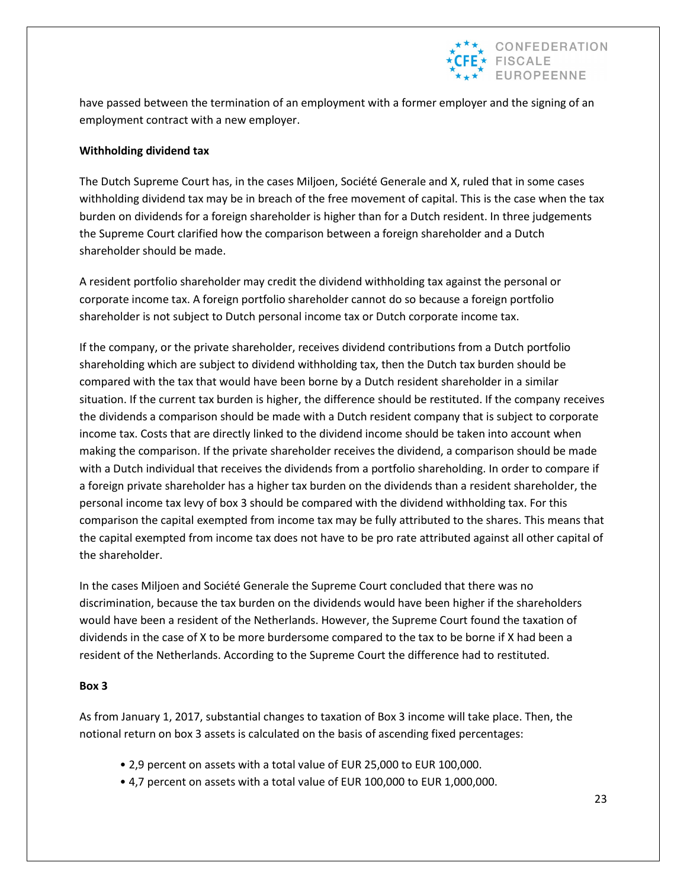have passed between the termination of an employment with a former employer and the signing of an employment contract with a new employer.

**Withholding dividend tax**

The Dutch Supreme Court has, in the cases Miljoen, Société Generale and X, ruled that in some cases withholding dividend tax may be in breach of the free movement of capital. This is the case when the tax burden on dividends for a foreign shareholder is higher than for a Dutch resident. In three judgements the Supreme Court clarified how the comparison between a foreign shareholder and a Dutch shareholder should be made.

A resident portfolio shareholder may credit the dividend withholding tax against the personal or corporate income tax. A foreign portfolio shareholder cannot do so because a foreign portfolio shareholder is not subject to Dutch personal income tax or Dutch corporate income tax.

If the company, or the private shareholder, receives dividend contributions from a Dutch portfolio shareholding which are subject to dividend withholding tax, then the Dutch tax burden should be compared with the tax that would have been borne by a Dutch resident shareholder in a similar situation. If the current tax burden is higher, the difference should be restituted. If the company receives the dividends a comparison should be made with a Dutch resident company that is subject to corporate income tax. Costs that are directly linked to the dividend income should be taken into account when making the comparison. If the private shareholder receives the dividend, a comparison should be made with a Dutch individual that receives the dividends from a portfolio shareholding. In order to compare if a foreign private shareholder has a higher tax burden on the dividends than a resident shareholder, the personal income tax levy of box 3 should be compared with the dividend withholding tax. For this comparison the capital exempted from income tax may be fully attributed to the shares. This means that the capital exempted from income tax does not have to be pro rate attributed against all other capital of the shareholder.

In the cases Miljoen and Société Generale the Supreme Court concluded that there was no discrimination, because the tax burden on the dividends would have been higher if the shareholders would have been a resident of the Netherlands. However, the Supreme Court found the taxation of dividends in the case of X to be more burdersome compared to the tax to be borne if X had been a resident of the Netherlands. According to the Supreme Court the difference had to restituted.

**Box 3**

As from January 1, 2017, substantial changes to taxation of Box 3 income will take place. Then, the notional return on box 3 assets is calculated on the basis of ascending fixed percentages:

- 2,9 percent on assets with a total value of EUR 25,000 to EUR 100,000.
- 4,7 percent on assets with a total value of EUR 100,000 to EUR 1,000,000.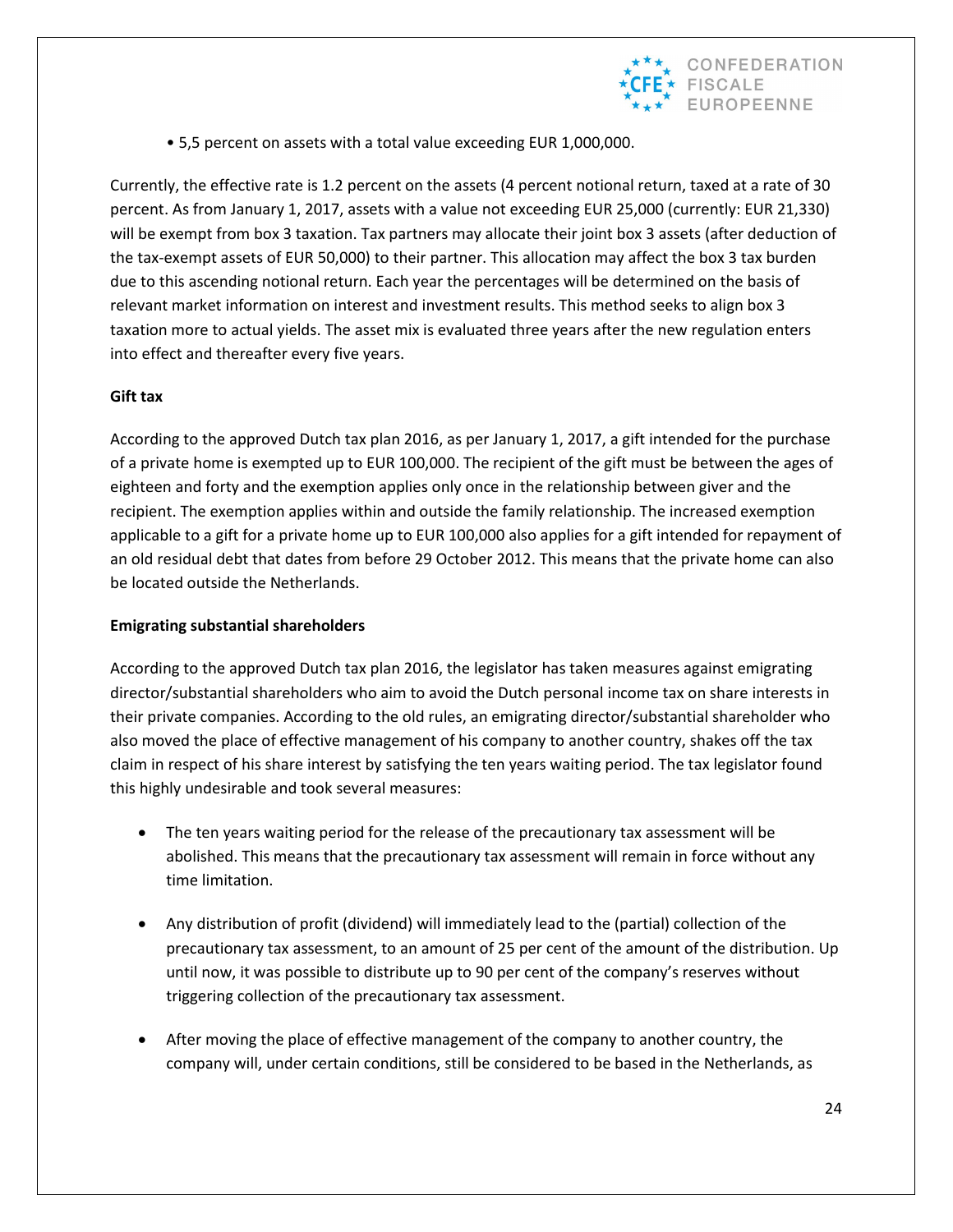• 5,5 percent on assets with a total value exceeding EUR 1,000,000.

Currently, the effective rate is 1.2 percent on the assets (4 percent notional return, taxed at a rate of 30 percent. As from January 1, 2017, assets with a value not exceeding EUR 25,000 (currently: EUR 21,330) will be exempt from box 3 taxation. Tax partners may allocate their joint box 3 assets (after deduction of the tax-exempt assets of EUR 50,000) to their partner. This allocation may affect the box 3 tax burden due to this ascending notional return. Each year the percentages will be determined on the basis of relevant market information on interest and investment results. This method seeks to align box 3 taxation more to actual yields. The asset mix is evaluated three years after the new regulation enters into effect and thereafter every five years.

**Gift tax**

According to the approved Dutch tax plan 2016, as per January 1, 2017, a gift intended for the purchase of a private home is exempted up to EUR 100,000. The recipient of the gift must be between the ages of eighteen and forty and the exemption applies only once in the relationship between giver and the recipient. The exemption applies within and outside the family relationship. The increased exemption applicable to a gift for a private home up to EUR 100,000 also applies for a gift intended for repayment of an old residual debt that dates from before 29 October 2012. This means that the private home can also be located outside the Netherlands.

**Emigrating substantial shareholders**

According to the approved Dutch tax plan 2016, the legislator has taken measures against emigrating director/substantial shareholders who aim to avoid the Dutch personal income tax on share interests in their private companies. According to the old rules, an emigrating director/substantial shareholder who also moved the place of effective management of his company to another country, shakes off the tax claim in respect of his share interest by satisfying the ten years waiting period. The tax legislator found this highly undesirable and took several measures:

- The ten years waiting period for the release of the precautionary tax assessment will be abolished. This means that the precautionary tax assessment will remain in force without any time limitation.
- Any distribution of profit (dividend) will immediately lead to the (partial) collection of the precautionary tax assessment, to an amount of 25 per cent of the amount of the distribution. Up until now, it was possible to distribute up to 90 per cent of the company's reserves without triggering collection of the precautionary tax assessment.
- After moving the place of effective management of the company to another country, the company will, under certain conditions, still be considered to be based in the Netherlands, as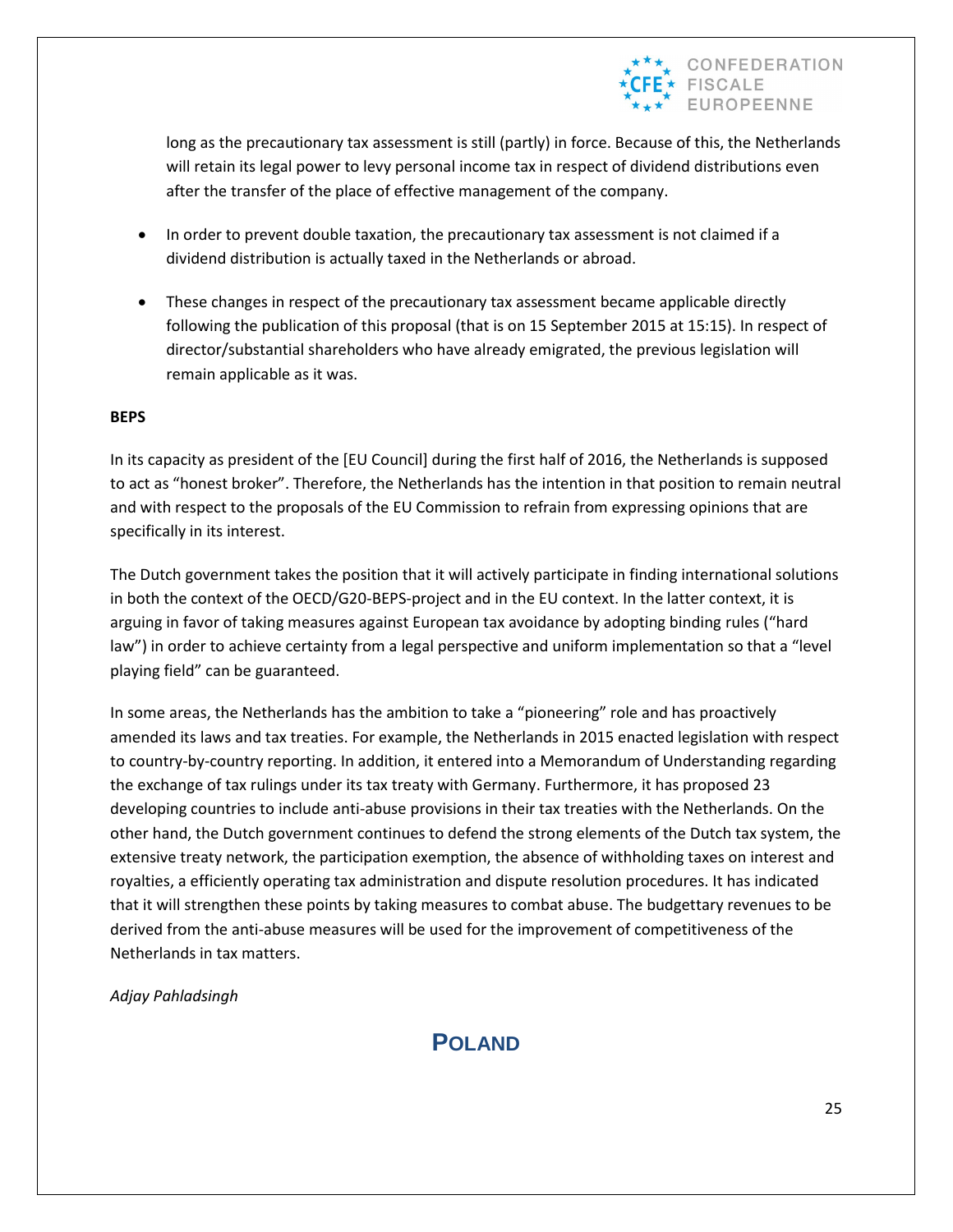long as the precautionary tax assessment is still (partly) in force. Because of this, the Netherlands will retain its legal power to levy personal income tax in respect of dividend distributions even after the transfer of the place of effective management of the company.

- In order to prevent double taxation, the precautionary tax assessment is not claimed if a dividend distribution is actually taxed in the Netherlands or abroad.
- These changes in respect of the precautionary tax assessment became applicable directly following the publication of this proposal (that is on 15 September 2015 at 15:15). In respect of director/substantial shareholders who have already emigrated, the previous legislation will remain applicable as it was.

**BEPS**

In its capacity as president of the [EU Council] during the first half of 2016, the Netherlands is supposed to act as "honest broker". Therefore, the Netherlands has the intention in that position to remain neutral and with respect to the proposals of the EU Commission to refrain from expressing opinions that are specifically in its interest.

The Dutch government takes the position that it will actively participate in finding international solutions in both the context of the OECD/G20-BEPS-project and in the EU context. In the latter context, it is arguing in favor of taking measures against European tax avoidance by adopting binding rules ("hard law") in order to achieve certainty from a legal perspective and uniform implementation so that a "level playing field" can be guaranteed.

In some areas, the Netherlands has the ambition to take a "pioneering" role and has proactively amended its laws and tax treaties. For example, the Netherlands in 2015 enacted legislation with respect to country-by-country reporting. In addition, it entered into a Memorandum of Understanding regarding the exchange of tax rulings under its tax treaty with Germany. Furthermore, it has proposed 23 developing countries to include anti-abuse provisions in their tax treaties with the Netherlands. On the other hand, the Dutch government continues to defend the strong elements of the Dutch tax system, the extensive treaty network, the participation exemption, the absence of withholding taxes on interest and royalties, a efficiently operating tax administration and dispute resolution procedures. It has indicated that it will strengthen these points by taking measures to combat abuse. The budgettary revenues to be derived from the anti-abuse measures will be used for the improvement of competitiveness of the Netherlands in tax matters.

*Adjay Pahladsingh*

# POLAND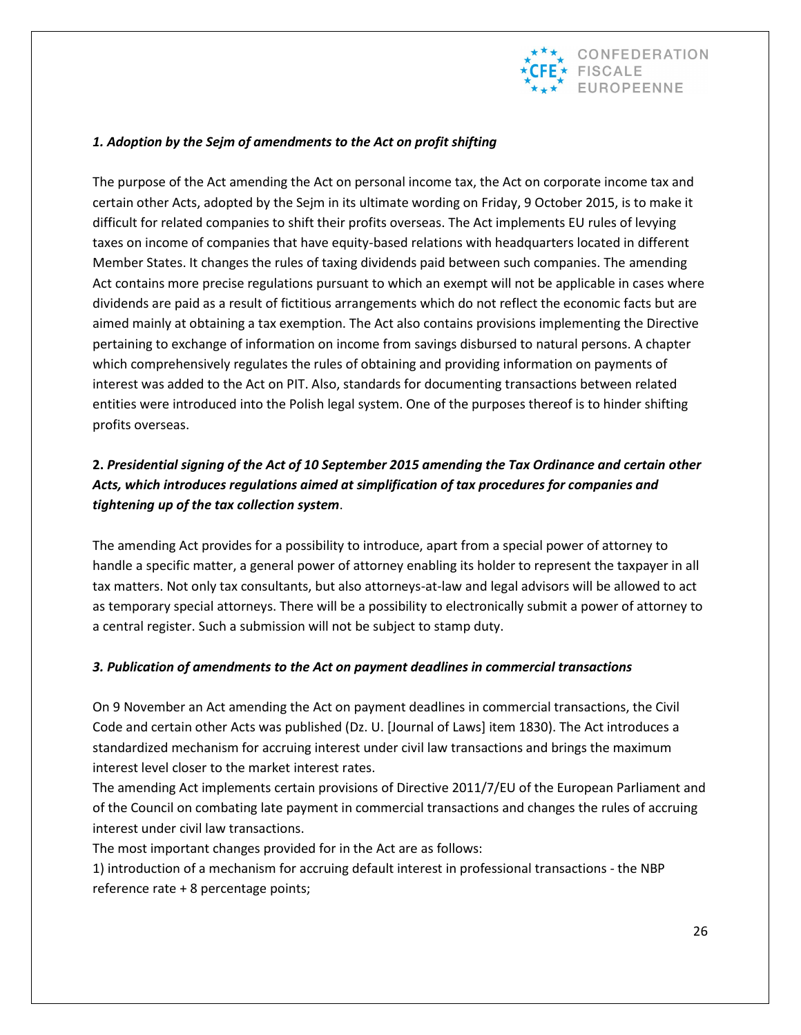*1. Adoption by the Sejm of amendments to the Act on profit shifting*

The purpose of the Act amending the Act on personal income tax, the Act on corporate income tax and certain other Acts, adopted by the Sejm in its ultimate wording on Friday, 9 October 2015, is to make it difficult for related companies to shift their profits overseas. The Act implements EU rules of levying taxes on income of companies that have equity-based relations with headquarters located in different Member States. It changes the rules of taxing dividends paid between such companies. The amending Act contains more precise regulations pursuant to which an exempt will not be applicable in cases where dividends are paid as a result of fictitious arrangements which do not reflect the economic facts but are aimed mainly at obtaining a tax exemption. The Act also contains provisions implementing the Directive pertaining to exchange of information on income from savings disbursed to natural persons. A chapter which comprehensively regulates the rules of obtaining and providing information on payments of interest was added to the Act on PIT. Also, standards for documenting transactions between related entities were introduced into the Polish legal system. One of the purposes thereof is to hinder shifting profits overseas.

**2.** ***Presidential signing of the Act of 10 September 2015 amending the Tax Ordinance and certain other Acts, which introduces regulations aimed at simplification of tax procedures for companies and tightening up of the tax collection system***.

The amending Act provides for a possibility to introduce, apart from a special power of attorney to handle a specific matter, a general power of attorney enabling its holder to represent the taxpayer in all tax matters. Not only tax consultants, but also attorneys-at-law and legal advisors will be allowed to act as temporary special attorneys. There will be a possibility to electronically submit a power of attorney to a central register. Such a submission will not be subject to stamp duty.

***3. Publication of amendments to the Act on payment deadlines in commercial transactions***

On 9 November an Act amending the Act on payment deadlines in commercial transactions, the Civil Code and certain other Acts was published (Dz. U. [Journal of Laws] item 1830). The Act introduces a standardized mechanism for accruing interest under civil law transactions and brings the maximum interest level closer to the market interest rates.

The amending Act implements certain provisions of Directive 2011/7/EU of the European Parliament and of the Council on combating late payment in commercial transactions and changes the rules of accruing interest under civil law transactions.

The most important changes provided for in the Act are as follows:

1) introduction of a mechanism for accruing default interest in professional transactions - the NBP reference rate + 8 percentage points;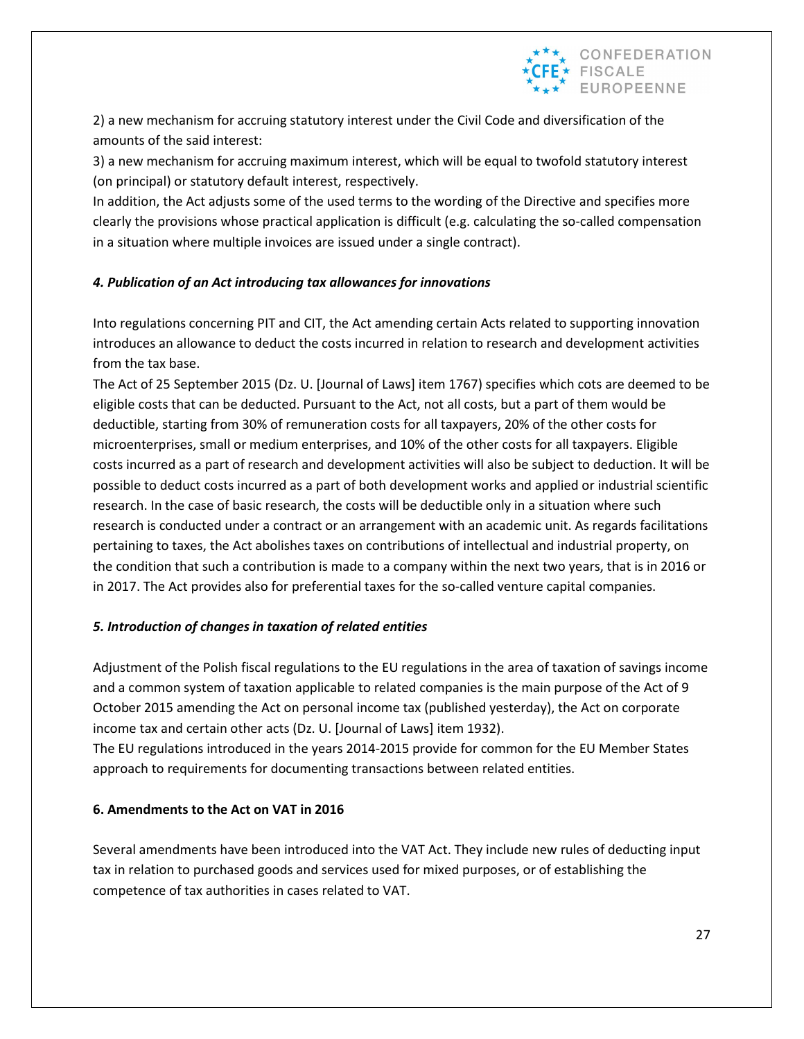2) a new mechanism for accruing statutory interest under the Civil Code and diversification of the amounts of the said interest:

3) a new mechanism for accruing maximum interest, which will be equal to twofold statutory interest (on principal) or statutory default interest, respectively.

In addition, the Act adjusts some of the used terms to the wording of the Directive and specifies more clearly the provisions whose practical application is difficult (e.g. calculating the so-called compensation in a situation where multiple invoices are issued under a single contract).

***4. Publication of an Act introducing tax allowances for innovations***

Into regulations concerning PIT and CIT, the Act amending certain Acts related to supporting innovation introduces an allowance to deduct the costs incurred in relation to research and development activities from the tax base.

The Act of 25 September 2015 (Dz. U. [Journal of Laws] item 1767) specifies which cots are deemed to be eligible costs that can be deducted. Pursuant to the Act, not all costs, but a part of them would be deductible, starting from 30% of remuneration costs for all taxpayers, 20% of the other costs for microenterprises, small or medium enterprises, and 10% of the other costs for all taxpayers. Eligible costs incurred as a part of research and development activities will also be subject to deduction. It will be possible to deduct costs incurred as a part of both development works and applied or industrial scientific research. In the case of basic research, the costs will be deductible only in a situation where such research is conducted under a contract or an arrangement with an academic unit. As regards facilitations pertaining to taxes, the Act abolishes taxes on contributions of intellectual and industrial property, on the condition that such a contribution is made to a company within the next two years, that is in 2016 or in 2017. The Act provides also for preferential taxes for the so-called venture capital companies.

***5. Introduction of changes in taxation of related entities***

Adjustment of the Polish fiscal regulations to the EU regulations in the area of taxation of savings income and a common system of taxation applicable to related companies is the main purpose of the Act of 9 October 2015 amending the Act on personal income tax (published yesterday), the Act on corporate income tax and certain other acts (Dz. U. [Journal of Laws] item 1932).

The EU regulations introduced in the years 2014-2015 provide for common for the EU Member States approach to requirements for documenting transactions between related entities.

**6. Amendments to the Act on VAT in 2016**

Several amendments have been introduced into the VAT Act. They include new rules of deducting input tax in relation to purchased goods and services used for mixed purposes, or of establishing the competence of tax authorities in cases related to VAT.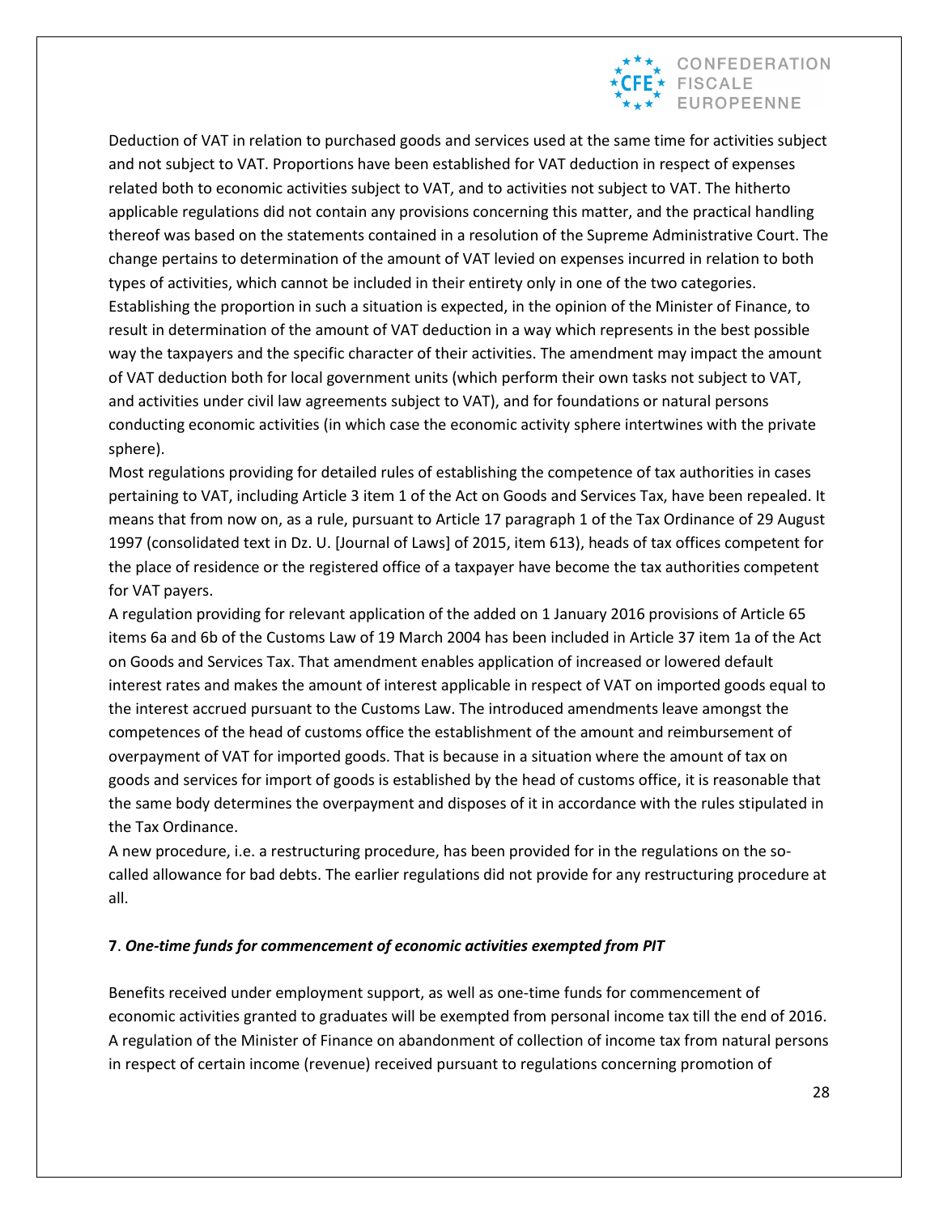Deduction of VAT in relation to purchased goods and services used at the same time for activities subject and not subject to VAT. Proportions have been established for VAT deduction in respect of expenses related both to economic activities subject to VAT, and to activities not subject to VAT. The hitherto applicable regulations did not contain any provisions concerning this matter, and the practical handling thereof was based on the statements contained in a resolution of the Supreme Administrative Court. The change pertains to determination of the amount of VAT levied on expenses incurred in relation to both types of activities, which cannot be included in their entirety only in one of the two categories. Establishing the proportion in such a situation is expected, in the opinion of the Minister of Finance, to result in determination of the amount of VAT deduction in a way which represents in the best possible way the taxpayers and the specific character of their activities. The amendment may impact the amount of VAT deduction both for local government units (which perform their own tasks not subject to VAT, and activities under civil law agreements subject to VAT), and for foundations or natural persons conducting economic activities (in which case the economic activity sphere intertwines with the private sphere).

Most regulations providing for detailed rules of establishing the competence of tax authorities in cases pertaining to VAT, including Article 3 item 1 of the Act on Goods and Services Tax, have been repealed. It means that from now on, as a rule, pursuant to Article 17 paragraph 1 of the Tax Ordinance of 29 August 1997 (consolidated text in Dz. U. [Journal of Laws] of 2015, item 613), heads of tax offices competent for the place of residence or the registered office of a taxpayer have become the tax authorities competent for VAT payers.

A regulation providing for relevant application of the added on 1 January 2016 provisions of Article 65 items 6a and 6b of the Customs Law of 19 March 2004 has been included in Article 37 item 1a of the Act on Goods and Services Tax. That amendment enables application of increased or lowered default interest rates and makes the amount of interest applicable in respect of VAT on imported goods equal to the interest accrued pursuant to the Customs Law. The introduced amendments leave amongst the competences of the head of customs office the establishment of the amount and reimbursement of overpayment of VAT for imported goods. That is because in a situation where the amount of tax on goods and services for import of goods is established by the head of customs office, it is reasonable that the same body determines the overpayment and disposes of it in accordance with the rules stipulated in the Tax Ordinance.

A new procedure, i.e. a restructuring procedure, has been provided for in the regulations on the so-called allowance for bad debts. The earlier regulations did not provide for any restructuring procedure at all.

**7**. ***One-time funds for commencement of economic activities exempted from PIT***

Benefits received under employment support, as well as one-time funds for commencement of economic activities granted to graduates will be exempted from personal income tax till the end of 2016. A regulation of the Minister of Finance on abandonment of collection of income tax from natural persons in respect of certain income (revenue) received pursuant to regulations concerning promotion of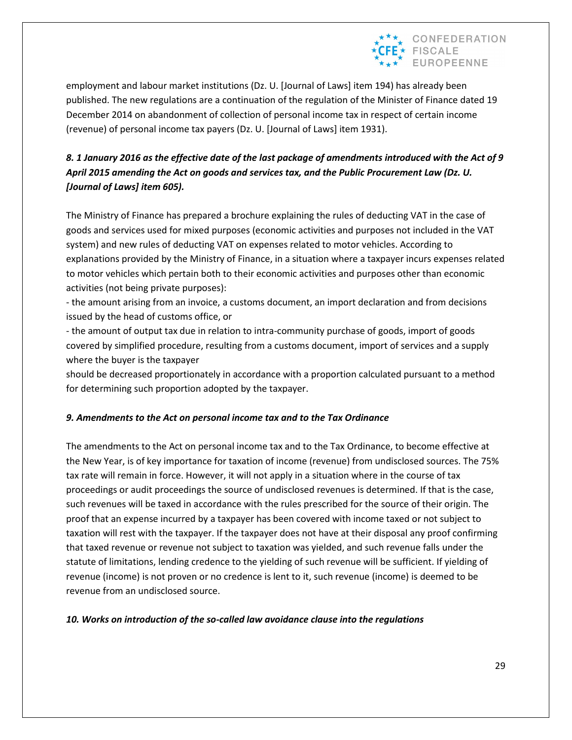employment and labour market institutions (Dz. U. [Journal of Laws] item 194) has already been published. The new regulations are a continuation of the regulation of the Minister of Finance dated 19 December 2014 on abandonment of collection of personal income tax in respect of certain income (revenue) of personal income tax payers (Dz. U. [Journal of Laws] item 1931).

***8. 1 January 2016 as the effective date of the last package of amendments introduced with the Act of 9 April 2015 amending the Act on goods and services tax, and the Public Procurement Law (Dz. U. [Journal of Laws] item 605).***

The Ministry of Finance has prepared a brochure explaining the rules of deducting VAT in the case of goods and services used for mixed purposes (economic activities and purposes not included in the VAT system) and new rules of deducting VAT on expenses related to motor vehicles. According to explanations provided by the Ministry of Finance, in a situation where a taxpayer incurs expenses related to motor vehicles which pertain both to their economic activities and purposes other than economic activities (not being private purposes):

- the amount arising from an invoice, a customs document, an import declaration and from decisions issued by the head of customs office, or
- the amount of output tax due in relation to intra-community purchase of goods, import of goods covered by simplified procedure, resulting from a customs document, import of services and a supply where the buyer is the taxpayer

should be decreased proportionately in accordance with a proportion calculated pursuant to a method for determining such proportion adopted by the taxpayer.

***9. Amendments to the Act on personal income tax and to the Tax Ordinance***

The amendments to the Act on personal income tax and to the Tax Ordinance, to become effective at the New Year, is of key importance for taxation of income (revenue) from undisclosed sources. The 75% tax rate will remain in force. However, it will not apply in a situation where in the course of tax proceedings or audit proceedings the source of undisclosed revenues is determined. If that is the case, such revenues will be taxed in accordance with the rules prescribed for the source of their origin. The proof that an expense incurred by a taxpayer has been covered with income taxed or not subject to taxation will rest with the taxpayer. If the taxpayer does not have at their disposal any proof confirming that taxed revenue or revenue not subject to taxation was yielded, and such revenue falls under the statute of limitations, lending credence to the yielding of such revenue will be sufficient. If yielding of revenue (income) is not proven or no credence is lent to it, such revenue (income) is deemed to be revenue from an undisclosed source.

***10. Works on introduction of the so-called law avoidance clause into the regulations***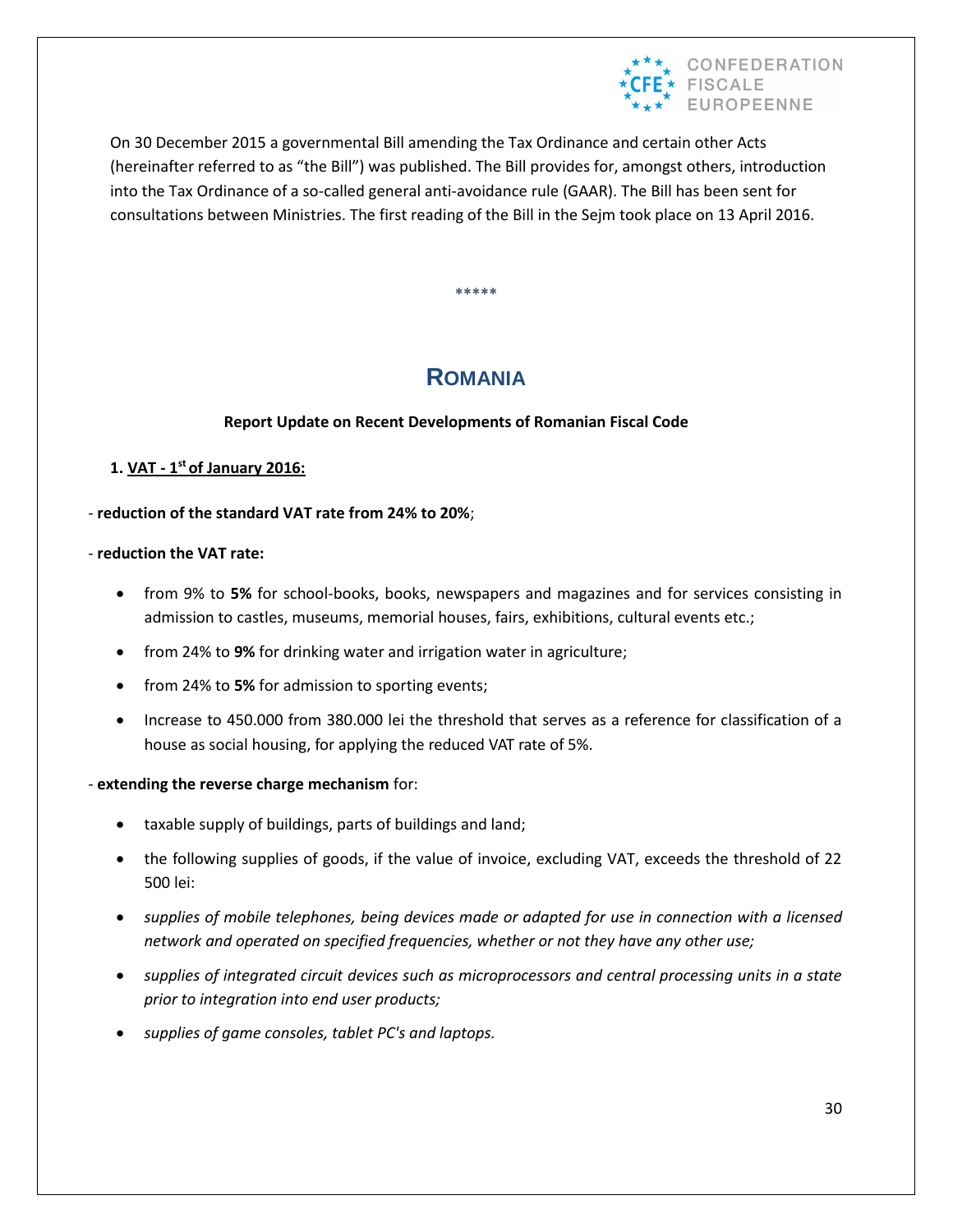On 30 December 2015 a governmental Bill amending the Tax Ordinance and certain other Acts (hereinafter referred to as "the Bill") was published. The Bill provides for, amongst others, introduction into the Tax Ordinance of a so-called general anti-avoidance rule (GAAR). The Bill has been sent for consultations between Ministries. The first reading of the Bill in the Sejm took place on 13 April 2016.

\*\*\*\*\*

# ROMANIA

**Report Update on Recent Developments of Romanian Fiscal Code**

**1. VAT - 1st of January 2016:**

- **reduction of the standard VAT rate from 24% to 20%**;

- **reduction the VAT rate:**

- from 9% to **5%** for school-books, books, newspapers and magazines and for services consisting in admission to castles, museums, memorial houses, fairs, exhibitions, cultural events etc.;
- from 24% to **9%** for drinking water and irrigation water in agriculture;
- from 24% to **5%** for admission to sporting events;
- Increase to 450.000 from 380.000 lei the threshold that serves as a reference for classification of a house as social housing, for applying the reduced VAT rate of 5%.

- **extending the reverse charge mechanism** for:

- taxable supply of buildings, parts of buildings and land;
- the following supplies of goods, if the value of invoice, excluding VAT, exceeds the threshold of 22 500 lei:
- *supplies of mobile telephones, being devices made or adapted for use in connection with a licensed network and operated on specified frequencies, whether or not they have any other use;*
- *supplies of integrated circuit devices such as microprocessors and central processing units in a state prior to integration into end user products;*
- *supplies of game consoles, tablet PC's and laptops.*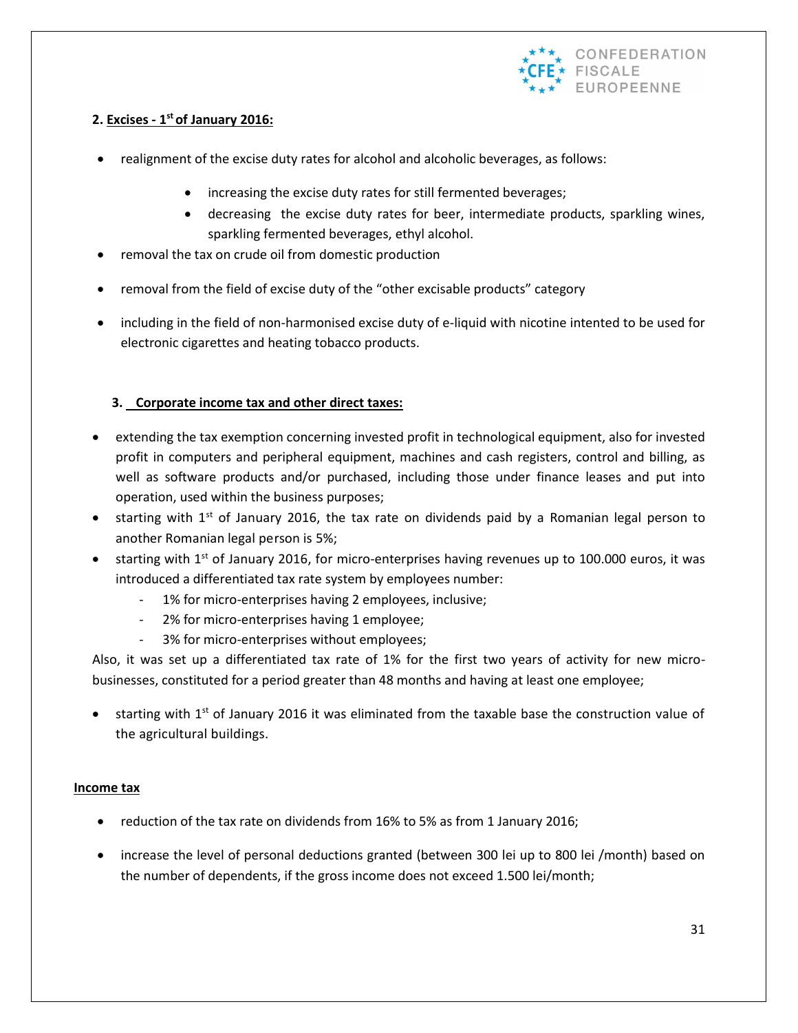**2. Excises - 1st of January 2016:**

- realignment of the excise duty rates for alcohol and alcoholic beverages, as follows:
  - increasing the excise duty rates for still fermented beverages;
  - decreasing the excise duty rates for beer, intermediate products, sparkling wines, sparkling fermented beverages, ethyl alcohol.
- removal the tax on crude oil from domestic production
- removal from the field of excise duty of the "other excisable products" category
- including in the field of non-harmonised excise duty of e-liquid with nicotine intented to be used for electronic cigarettes and heating tobacco products.

**3. Corporate income tax and other direct taxes:**

- extending the tax exemption concerning invested profit in technological equipment, also for invested profit in computers and peripheral equipment, machines and cash registers, control and billing, as well as software products and/or purchased, including those under finance leases and put into operation, used within the business purposes;
- starting with 1st of January 2016, the tax rate on dividends paid by a Romanian legal person to another Romanian legal person is 5%;
- starting with 1st of January 2016, for micro-enterprises having revenues up to 100.000 euros, it was introduced a differentiated tax rate system by employees number:
  - 1% for micro-enterprises having 2 employees, inclusive;
  - 2% for micro-enterprises having 1 employee;
  - 3% for micro-enterprises without employees;

Also, it was set up a differentiated tax rate of 1% for the first two years of activity for new micro-businesses, constituted for a period greater than 48 months and having at least one employee;

- starting with 1st of January 2016 it was eliminated from the taxable base the construction value of the agricultural buildings.

**Income tax**

- reduction of the tax rate on dividends from 16% to 5% as from 1 January 2016;
- increase the level of personal deductions granted (between 300 lei up to 800 lei /month) based on the number of dependents, if the gross income does not exceed 1.500 lei/month;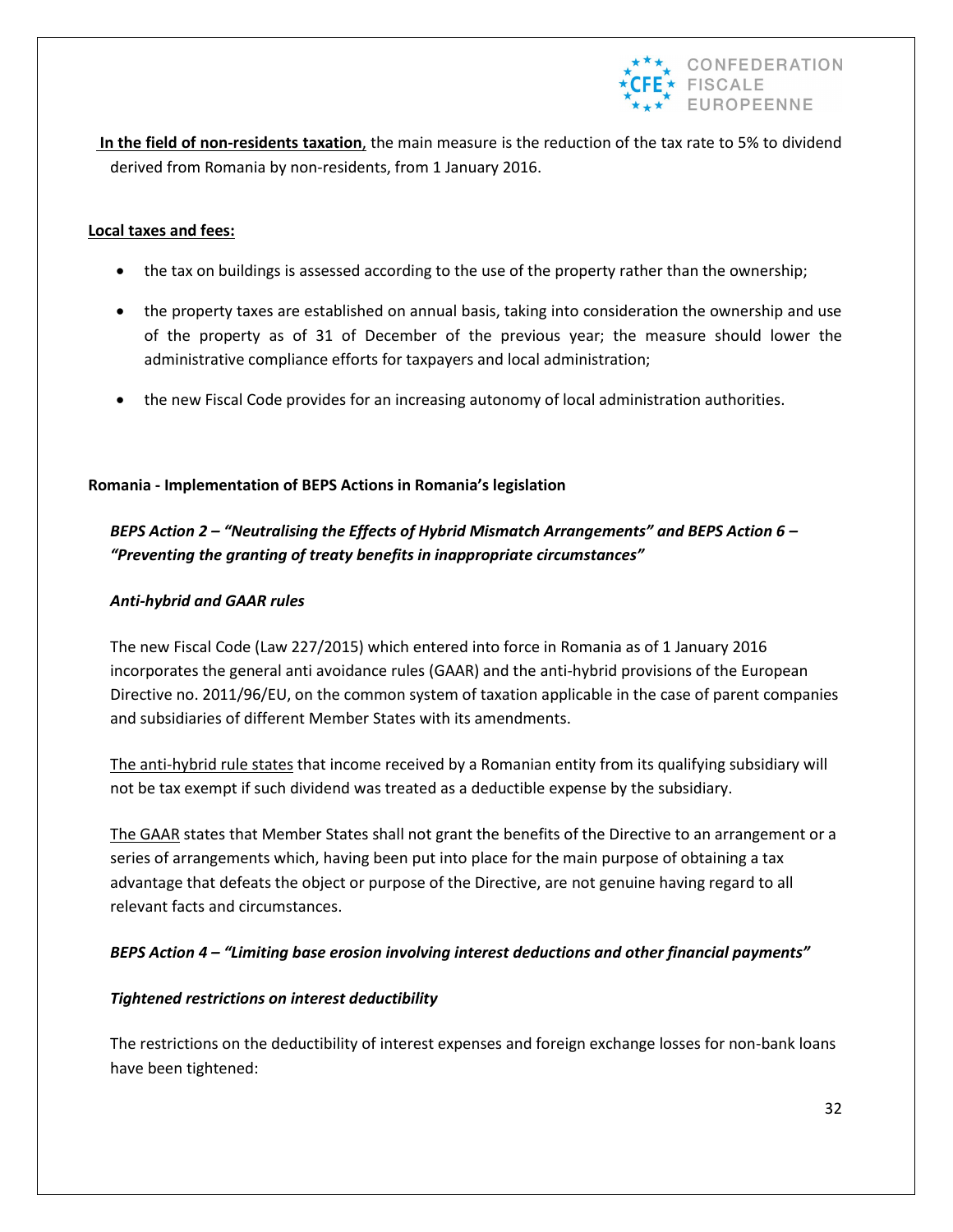**In the field of non-residents taxation**, the main measure is the reduction of the tax rate to 5% to dividend derived from Romania by non-residents, from 1 January 2016.

**Local taxes and fees:**

- the tax on buildings is assessed according to the use of the property rather than the ownership;
- the property taxes are established on annual basis, taking into consideration the ownership and use of the property as of 31 of December of the previous year; the measure should lower the administrative compliance efforts for taxpayers and local administration;
- the new Fiscal Code provides for an increasing autonomy of local administration authorities.

**Romania - Implementation of BEPS Actions in Romania's legislation**

***BEPS Action 2 – "Neutralising the Effects of Hybrid Mismatch Arrangements" and BEPS Action 6 – "Preventing the granting of treaty benefits in inappropriate circumstances"***

***Anti-hybrid and GAAR rules***

The new Fiscal Code (Law 227/2015) which entered into force in Romania as of 1 January 2016 incorporates the general anti avoidance rules (GAAR) and the anti-hybrid provisions of the European Directive no. 2011/96/EU, on the common system of taxation applicable in the case of parent companies and subsidiaries of different Member States with its amendments.

The anti-hybrid rule states that income received by a Romanian entity from its qualifying subsidiary will not be tax exempt if such dividend was treated as a deductible expense by the subsidiary.

The GAAR states that Member States shall not grant the benefits of the Directive to an arrangement or a series of arrangements which, having been put into place for the main purpose of obtaining a tax advantage that defeats the object or purpose of the Directive, are not genuine having regard to all relevant facts and circumstances.

***BEPS Action 4 – "Limiting base erosion involving interest deductions and other financial payments"***

***Tightened restrictions on interest deductibility***

The restrictions on the deductibility of interest expenses and foreign exchange losses for non-bank loans have been tightened: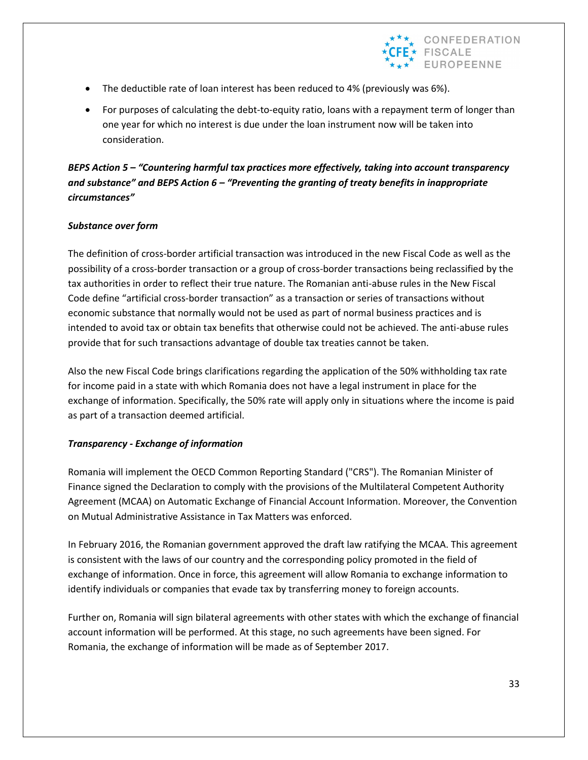- The deductible rate of loan interest has been reduced to 4% (previously was 6%).
- For purposes of calculating the debt-to-equity ratio, loans with a repayment term of longer than one year for which no interest is due under the loan instrument now will be taken into consideration.

***BEPS Action 5 – "Countering harmful tax practices more effectively, taking into account transparency and substance" and BEPS Action 6 – "Preventing the granting of treaty benefits in inappropriate circumstances"***

***Substance over form***

The definition of cross-border artificial transaction was introduced in the new Fiscal Code as well as the possibility of a cross-border transaction or a group of cross-border transactions being reclassified by the tax authorities in order to reflect their true nature. The Romanian anti-abuse rules in the New Fiscal Code define "artificial cross-border transaction" as a transaction or series of transactions without economic substance that normally would not be used as part of normal business practices and is intended to avoid tax or obtain tax benefits that otherwise could not be achieved. The anti-abuse rules provide that for such transactions advantage of double tax treaties cannot be taken.

Also the new Fiscal Code brings clarifications regarding the application of the 50% withholding tax rate for income paid in a state with which Romania does not have a legal instrument in place for the exchange of information. Specifically, the 50% rate will apply only in situations where the income is paid as part of a transaction deemed artificial.

***Transparency - Exchange of information***

Romania will implement the OECD Common Reporting Standard ("CRS"). The Romanian Minister of Finance signed the Declaration to comply with the provisions of the Multilateral Competent Authority Agreement (MCAA) on Automatic Exchange of Financial Account Information. Moreover, the Convention on Mutual Administrative Assistance in Tax Matters was enforced.

In February 2016, the Romanian government approved the draft law ratifying the MCAA. This agreement is consistent with the laws of our country and the corresponding policy promoted in the field of exchange of information. Once in force, this agreement will allow Romania to exchange information to identify individuals or companies that evade tax by transferring money to foreign accounts.

Further on, Romania will sign bilateral agreements with other states with which the exchange of financial account information will be performed. At this stage, no such agreements have been signed. For Romania, the exchange of information will be made as of September 2017.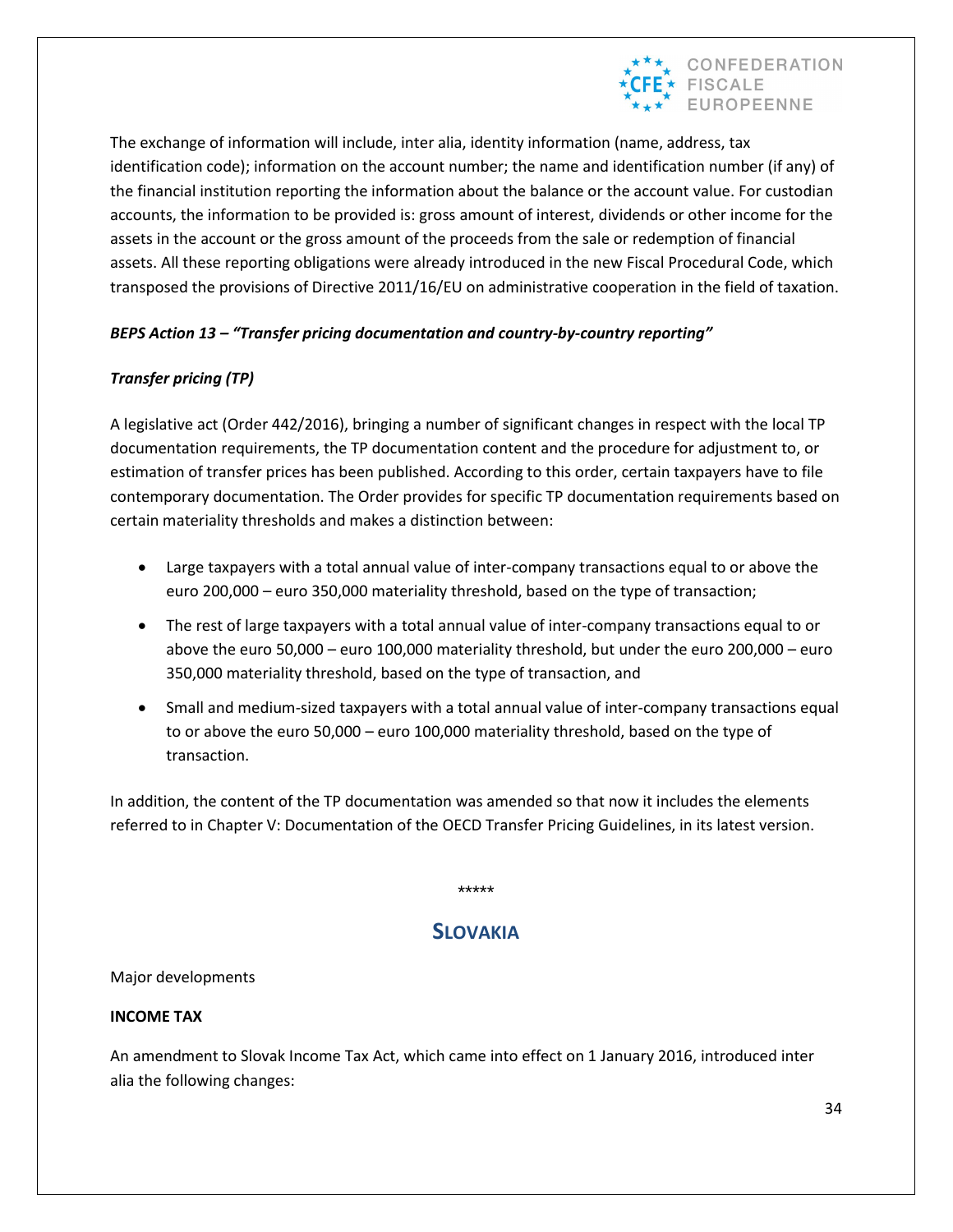The exchange of information will include, inter alia, identity information (name, address, tax identification code); information on the account number; the name and identification number (if any) of the financial institution reporting the information about the balance or the account value. For custodian accounts, the information to be provided is: gross amount of interest, dividends or other income for the assets in the account or the gross amount of the proceeds from the sale or redemption of financial assets. All these reporting obligations were already introduced in the new Fiscal Procedural Code, which transposed the provisions of Directive 2011/16/EU on administrative cooperation in the field of taxation.

***BEPS Action 13 – "Transfer pricing documentation and country-by-country reporting"***

***Transfer pricing (TP)***

A legislative act (Order 442/2016), bringing a number of significant changes in respect with the local TP documentation requirements, the TP documentation content and the procedure for adjustment to, or estimation of transfer prices has been published. According to this order, certain taxpayers have to file contemporary documentation. The Order provides for specific TP documentation requirements based on certain materiality thresholds and makes a distinction between:

- Large taxpayers with a total annual value of inter-company transactions equal to or above the euro 200,000 – euro 350,000 materiality threshold, based on the type of transaction;
- The rest of large taxpayers with a total annual value of inter-company transactions equal to or above the euro 50,000 – euro 100,000 materiality threshold, but under the euro 200,000 – euro 350,000 materiality threshold, based on the type of transaction, and
- Small and medium-sized taxpayers with a total annual value of inter-company transactions equal to or above the euro 50,000 – euro 100,000 materiality threshold, based on the type of transaction.

In addition, the content of the TP documentation was amended so that now it includes the elements referred to in Chapter V: Documentation of the OECD Transfer Pricing Guidelines, in its latest version.

*****

## SLOVAKIA

Major developments

**INCOME TAX**

An amendment to Slovak Income Tax Act, which came into effect on 1 January 2016, introduced inter alia the following changes: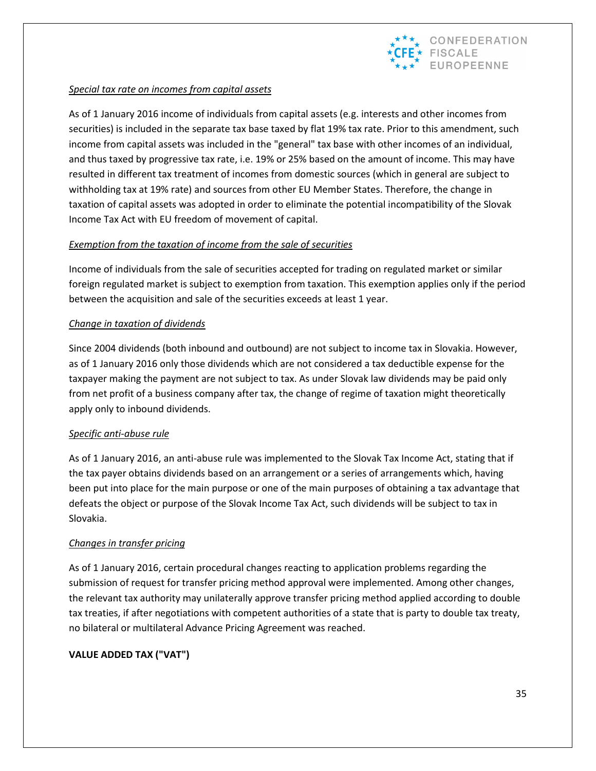*Special tax rate on incomes from capital assets*

As of 1 January 2016 income of individuals from capital assets (e.g. interests and other incomes from securities) is included in the separate tax base taxed by flat 19% tax rate. Prior to this amendment, such income from capital assets was included in the "general" tax base with other incomes of an individual, and thus taxed by progressive tax rate, i.e. 19% or 25% based on the amount of income. This may have resulted in different tax treatment of incomes from domestic sources (which in general are subject to withholding tax at 19% rate) and sources from other EU Member States. Therefore, the change in taxation of capital assets was adopted in order to eliminate the potential incompatibility of the Slovak Income Tax Act with EU freedom of movement of capital.

*Exemption from the taxation of income from the sale of securities*

Income of individuals from the sale of securities accepted for trading on regulated market or similar foreign regulated market is subject to exemption from taxation. This exemption applies only if the period between the acquisition and sale of the securities exceeds at least 1 year.

*Change in taxation of dividends*

Since 2004 dividends (both inbound and outbound) are not subject to income tax in Slovakia. However, as of 1 January 2016 only those dividends which are not considered a tax deductible expense for the taxpayer making the payment are not subject to tax. As under Slovak law dividends may be paid only from net profit of a business company after tax, the change of regime of taxation might theoretically apply only to inbound dividends.

*Specific anti-abuse rule*

As of 1 January 2016, an anti-abuse rule was implemented to the Slovak Tax Income Act, stating that if the tax payer obtains dividends based on an arrangement or a series of arrangements which, having been put into place for the main purpose or one of the main purposes of obtaining a tax advantage that defeats the object or purpose of the Slovak Income Tax Act, such dividends will be subject to tax in Slovakia.

*Changes in transfer pricing*

As of 1 January 2016, certain procedural changes reacting to application problems regarding the submission of request for transfer pricing method approval were implemented. Among other changes, the relevant tax authority may unilaterally approve transfer pricing method applied according to double tax treaties, if after negotiations with competent authorities of a state that is party to double tax treaty, no bilateral or multilateral Advance Pricing Agreement was reached.

**VALUE ADDED TAX ("VAT")**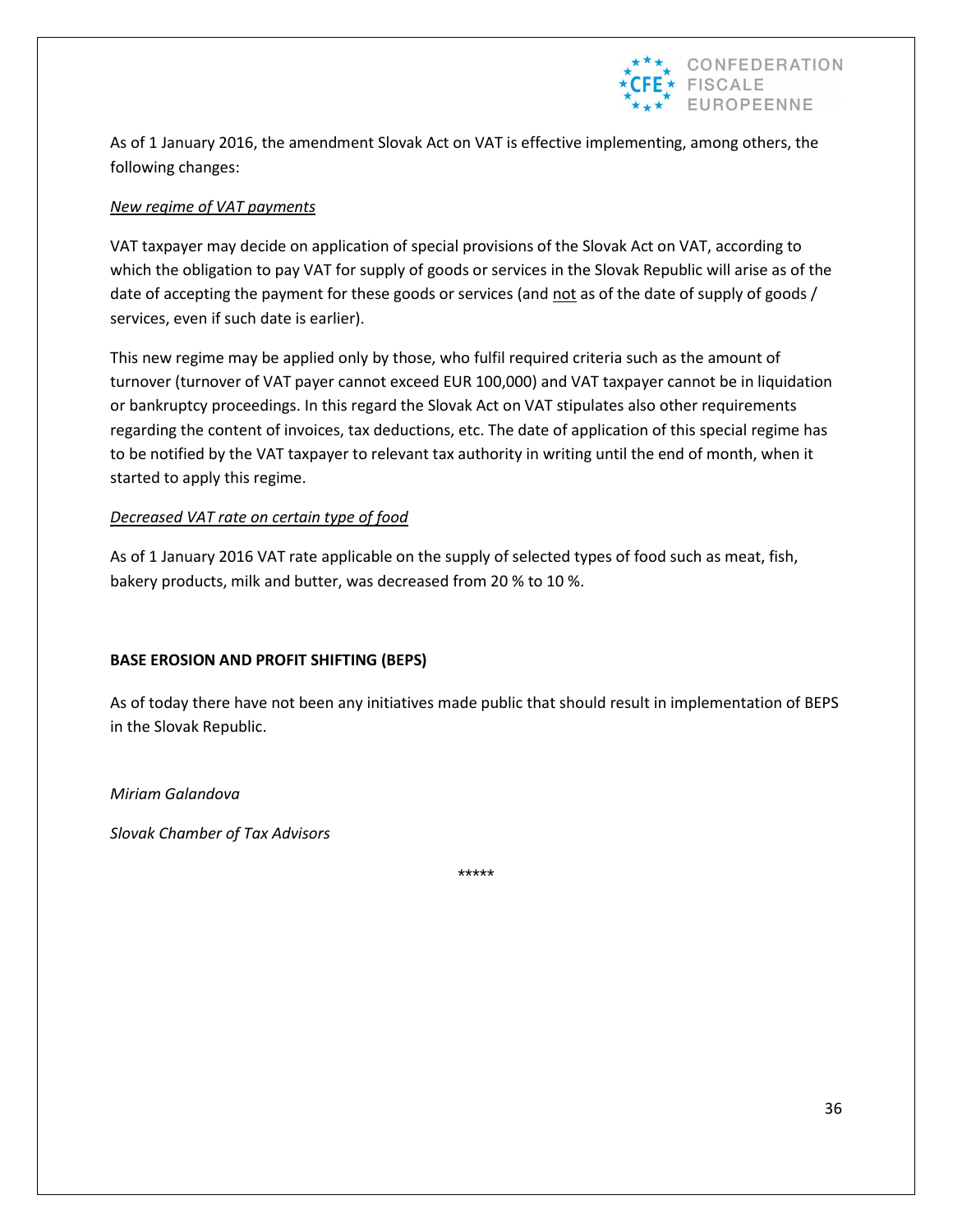As of 1 January 2016, the amendment Slovak Act on VAT is effective implementing, among others, the following changes:

*New regime of VAT payments*

VAT taxpayer may decide on application of special provisions of the Slovak Act on VAT, according to which the obligation to pay VAT for supply of goods or services in the Slovak Republic will arise as of the date of accepting the payment for these goods or services (and not as of the date of supply of goods / services, even if such date is earlier).

This new regime may be applied only by those, who fulfil required criteria such as the amount of turnover (turnover of VAT payer cannot exceed EUR 100,000) and VAT taxpayer cannot be in liquidation or bankruptcy proceedings. In this regard the Slovak Act on VAT stipulates also other requirements regarding the content of invoices, tax deductions, etc. The date of application of this special regime has to be notified by the VAT taxpayer to relevant tax authority in writing until the end of month, when it started to apply this regime.

*Decreased VAT rate on certain type of food*

As of 1 January 2016 VAT rate applicable on the supply of selected types of food such as meat, fish, bakery products, milk and butter, was decreased from 20 % to 10 %.

**BASE EROSION AND PROFIT SHIFTING (BEPS)**

As of today there have not been any initiatives made public that should result in implementation of BEPS in the Slovak Republic.

*Miriam Galandova*

*Slovak Chamber of Tax Advisors*

*****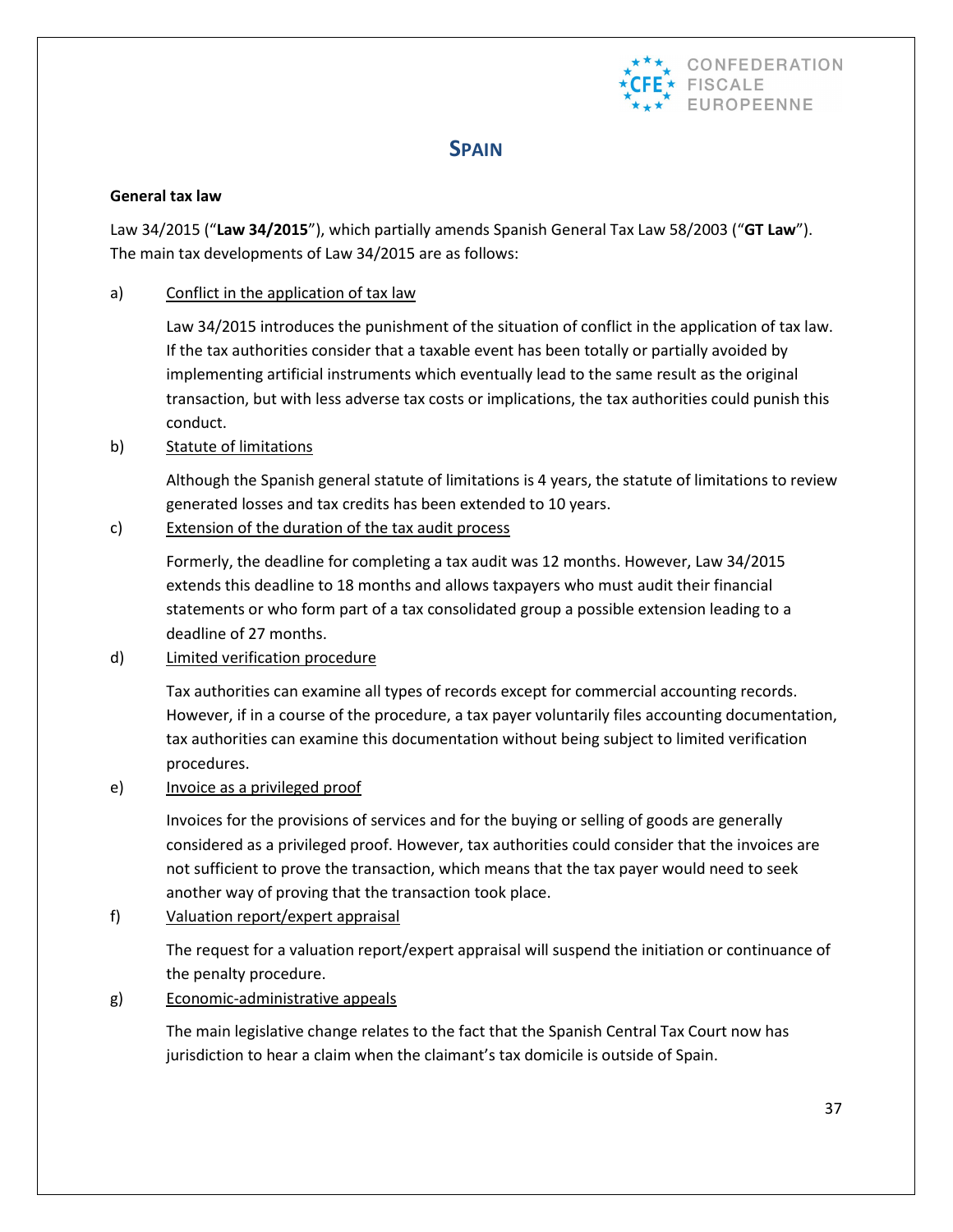# SPAIN

**General tax law**

Law 34/2015 ("**Law 34/2015**"), which partially amends Spanish General Tax Law 58/2003 ("**GT Law**"). The main tax developments of Law 34/2015 are as follows:

a) Conflict in the application of tax law

Law 34/2015 introduces the punishment of the situation of conflict in the application of tax law. If the tax authorities consider that a taxable event has been totally or partially avoided by implementing artificial instruments which eventually lead to the same result as the original transaction, but with less adverse tax costs or implications, the tax authorities could punish this conduct.

b) Statute of limitations

Although the Spanish general statute of limitations is 4 years, the statute of limitations to review generated losses and tax credits has been extended to 10 years.

c) Extension of the duration of the tax audit process

Formerly, the deadline for completing a tax audit was 12 months. However, Law 34/2015 extends this deadline to 18 months and allows taxpayers who must audit their financial statements or who form part of a tax consolidated group a possible extension leading to a deadline of 27 months.

d) Limited verification procedure

Tax authorities can examine all types of records except for commercial accounting records. However, if in a course of the procedure, a tax payer voluntarily files accounting documentation, tax authorities can examine this documentation without being subject to limited verification procedures.

e) Invoice as a privileged proof

Invoices for the provisions of services and for the buying or selling of goods are generally considered as a privileged proof. However, tax authorities could consider that the invoices are not sufficient to prove the transaction, which means that the tax payer would need to seek another way of proving that the transaction took place.

f) Valuation report/expert appraisal

The request for a valuation report/expert appraisal will suspend the initiation or continuance of the penalty procedure.

g) Economic-administrative appeals

The main legislative change relates to the fact that the Spanish Central Tax Court now has jurisdiction to hear a claim when the claimant's tax domicile is outside of Spain.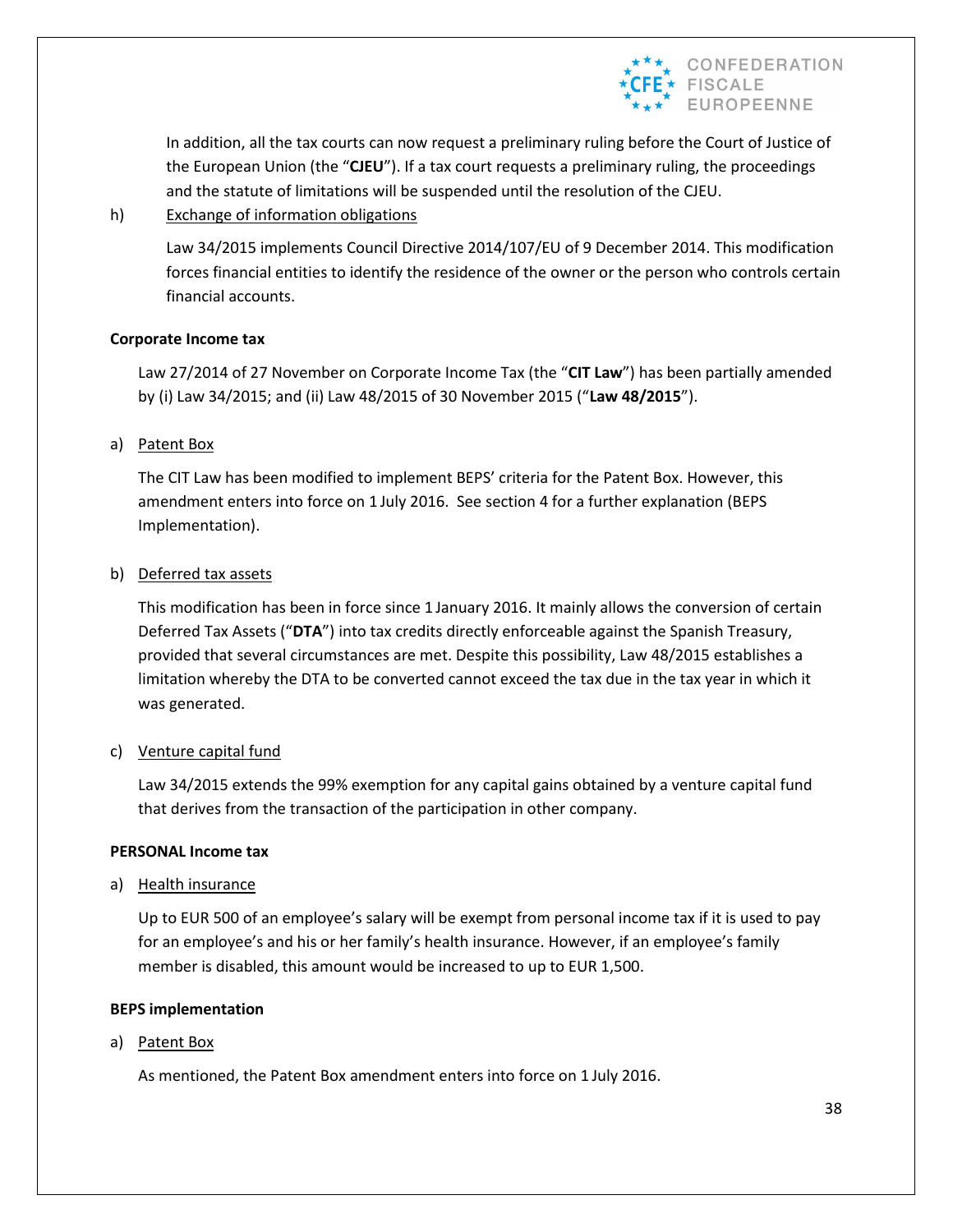In addition, all the tax courts can now request a preliminary ruling before the Court of Justice of the European Union (the "**CJEU**"). If a tax court requests a preliminary ruling, the proceedings and the statute of limitations will be suspended until the resolution of the CJEU.

h) Exchange of information obligations

Law 34/2015 implements Council Directive 2014/107/EU of 9 December 2014. This modification forces financial entities to identify the residence of the owner or the person who controls certain financial accounts.

**Corporate Income tax**

Law 27/2014 of 27 November on Corporate Income Tax (the "**CIT Law**") has been partially amended by (i) Law 34/2015; and (ii) Law 48/2015 of 30 November 2015 ("**Law 48/2015**").

a) Patent Box

The CIT Law has been modified to implement BEPS' criteria for the Patent Box. However, this amendment enters into force on 1 July 2016. See section 4 for a further explanation (BEPS Implementation).

b) Deferred tax assets

This modification has been in force since 1 January 2016. It mainly allows the conversion of certain Deferred Tax Assets ("**DTA**") into tax credits directly enforceable against the Spanish Treasury, provided that several circumstances are met. Despite this possibility, Law 48/2015 establishes a limitation whereby the DTA to be converted cannot exceed the tax due in the tax year in which it was generated.

c) Venture capital fund

Law 34/2015 extends the 99% exemption for any capital gains obtained by a venture capital fund that derives from the transaction of the participation in other company.

**PERSONAL Income tax**

a) Health insurance

Up to EUR 500 of an employee's salary will be exempt from personal income tax if it is used to pay for an employee's and his or her family's health insurance. However, if an employee's family member is disabled, this amount would be increased to up to EUR 1,500.

**BEPS implementation**

a) Patent Box

As mentioned, the Patent Box amendment enters into force on 1 July 2016.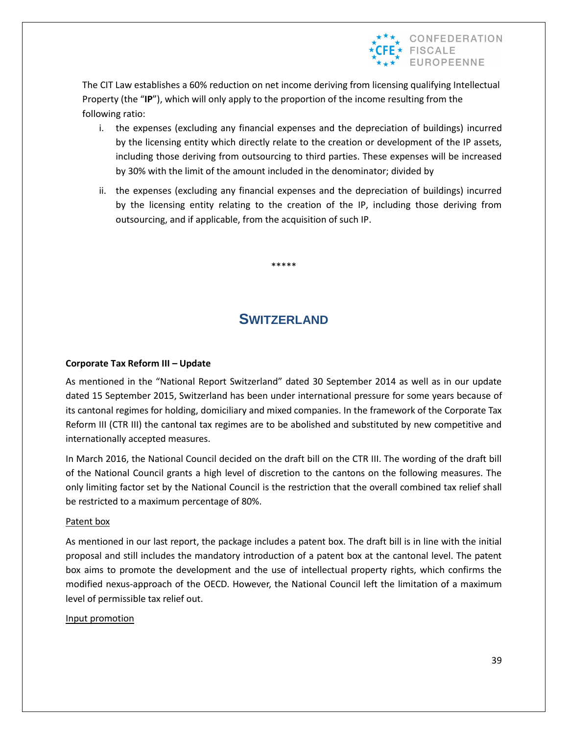The CIT Law establishes a 60% reduction on net income deriving from licensing qualifying Intellectual Property (the "**IP**"), which will only apply to the proportion of the income resulting from the following ratio:

i. the expenses (excluding any financial expenses and the depreciation of buildings) incurred by the licensing entity which directly relate to the creation or development of the IP assets, including those deriving from outsourcing to third parties. These expenses will be increased by 30% with the limit of the amount included in the denominator; divided by

ii. the expenses (excluding any financial expenses and the depreciation of buildings) incurred by the licensing entity relating to the creation of the IP, including those deriving from outsourcing, and if applicable, from the acquisition of such IP.

*****

# SWITZERLAND

**Corporate Tax Reform III – Update**

As mentioned in the "National Report Switzerland" dated 30 September 2014 as well as in our update dated 15 September 2015, Switzerland has been under international pressure for some years because of its cantonal regimes for holding, domiciliary and mixed companies. In the framework of the Corporate Tax Reform III (CTR III) the cantonal tax regimes are to be abolished and substituted by new competitive and internationally accepted measures.

In March 2016, the National Council decided on the draft bill on the CTR III. The wording of the draft bill of the National Council grants a high level of discretion to the cantons on the following measures. The only limiting factor set by the National Council is the restriction that the overall combined tax relief shall be restricted to a maximum percentage of 80%.

Patent box

As mentioned in our last report, the package includes a patent box. The draft bill is in line with the initial proposal and still includes the mandatory introduction of a patent box at the cantonal level. The patent box aims to promote the development and the use of intellectual property rights, which confirms the modified nexus-approach of the OECD. However, the National Council left the limitation of a maximum level of permissible tax relief out.

Input promotion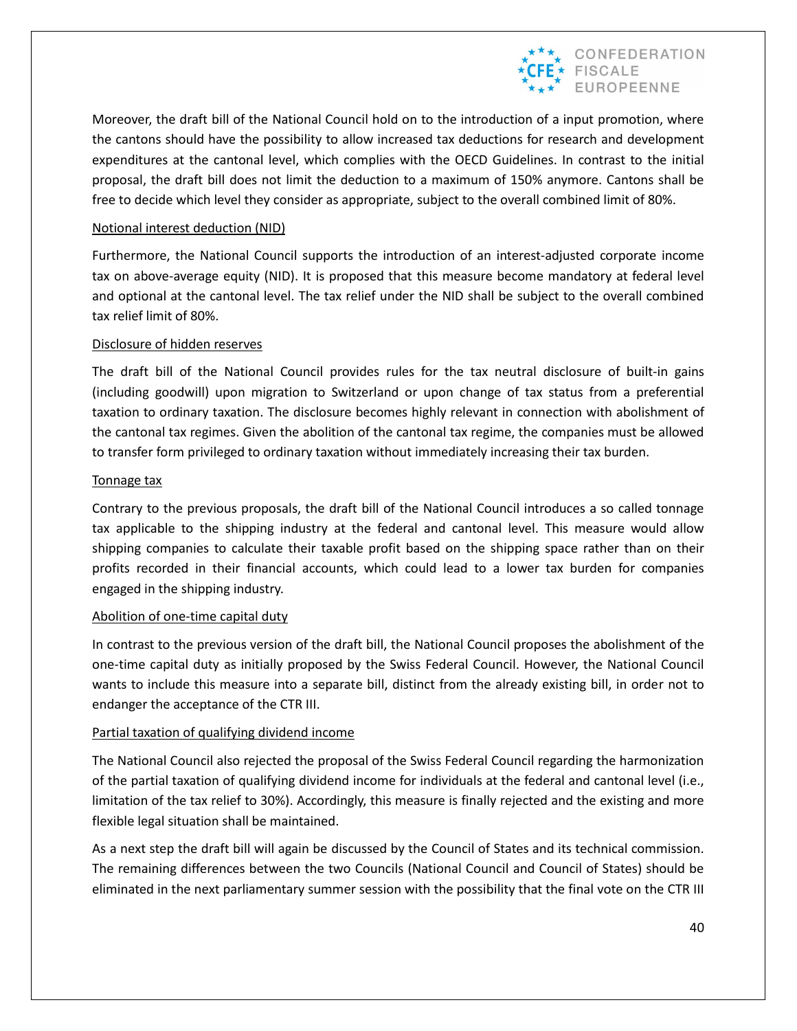Moreover, the draft bill of the National Council hold on to the introduction of a input promotion, where the cantons should have the possibility to allow increased tax deductions for research and development expenditures at the cantonal level, which complies with the OECD Guidelines. In contrast to the initial proposal, the draft bill does not limit the deduction to a maximum of 150% anymore. Cantons shall be free to decide which level they consider as appropriate, subject to the overall combined limit of 80%.

Notional interest deduction (NID)

Furthermore, the National Council supports the introduction of an interest-adjusted corporate income tax on above-average equity (NID). It is proposed that this measure become mandatory at federal level and optional at the cantonal level. The tax relief under the NID shall be subject to the overall combined tax relief limit of 80%.

Disclosure of hidden reserves

The draft bill of the National Council provides rules for the tax neutral disclosure of built-in gains (including goodwill) upon migration to Switzerland or upon change of tax status from a preferential taxation to ordinary taxation. The disclosure becomes highly relevant in connection with abolishment of the cantonal tax regimes. Given the abolition of the cantonal tax regime, the companies must be allowed to transfer form privileged to ordinary taxation without immediately increasing their tax burden.

Tonnage tax

Contrary to the previous proposals, the draft bill of the National Council introduces a so called tonnage tax applicable to the shipping industry at the federal and cantonal level. This measure would allow shipping companies to calculate their taxable profit based on the shipping space rather than on their profits recorded in their financial accounts, which could lead to a lower tax burden for companies engaged in the shipping industry.

Abolition of one-time capital duty

In contrast to the previous version of the draft bill, the National Council proposes the abolishment of the one-time capital duty as initially proposed by the Swiss Federal Council. However, the National Council wants to include this measure into a separate bill, distinct from the already existing bill, in order not to endanger the acceptance of the CTR III.

Partial taxation of qualifying dividend income

The National Council also rejected the proposal of the Swiss Federal Council regarding the harmonization of the partial taxation of qualifying dividend income for individuals at the federal and cantonal level (i.e., limitation of the tax relief to 30%). Accordingly, this measure is finally rejected and the existing and more flexible legal situation shall be maintained.

As a next step the draft bill will again be discussed by the Council of States and its technical commission. The remaining differences between the two Councils (National Council and Council of States) should be eliminated in the next parliamentary summer session with the possibility that the final vote on the CTR III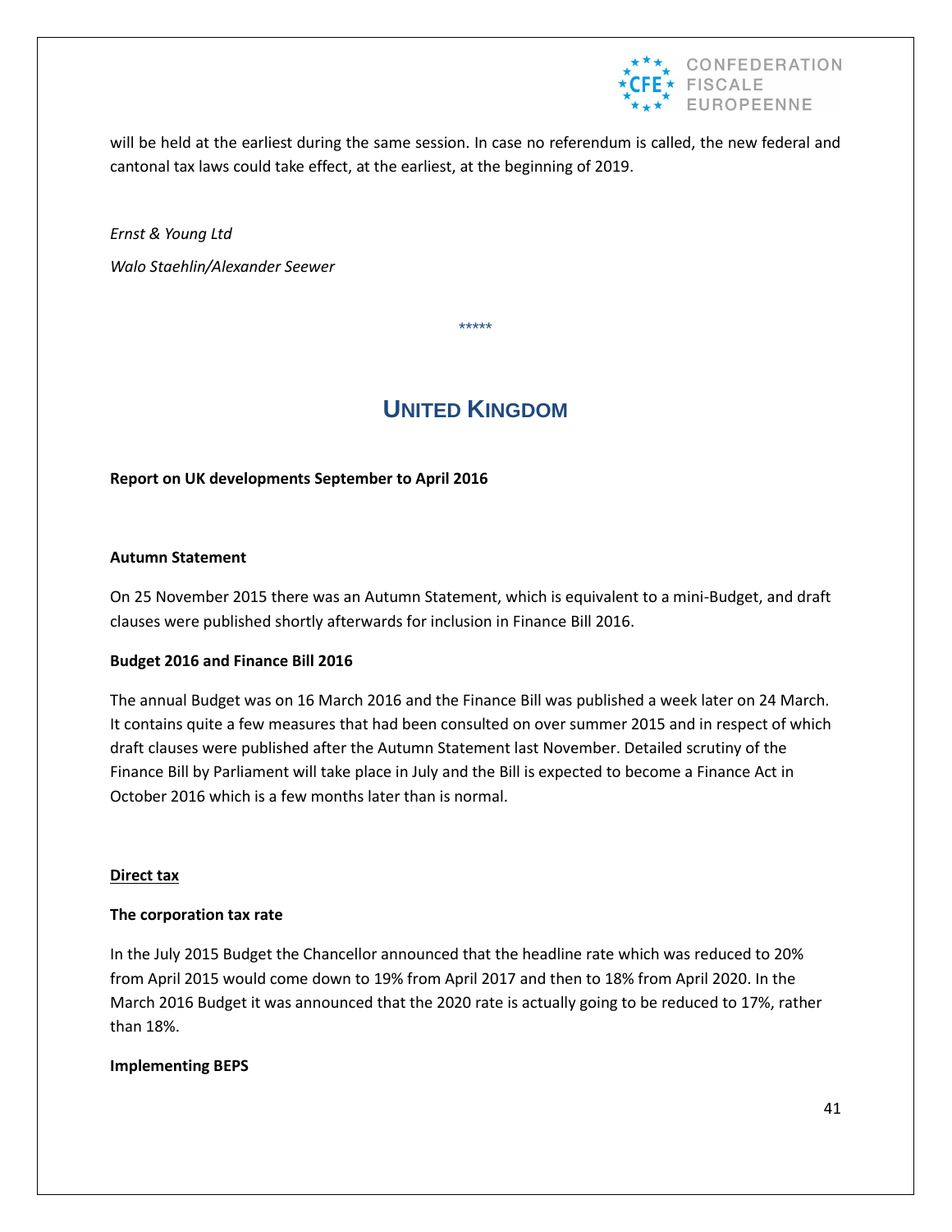will be held at the earliest during the same session. In case no referendum is called, the new federal and cantonal tax laws could take effect, at the earliest, at the beginning of 2019.

*Ernst & Young Ltd*

*Walo Staehlin/Alexander Seewer*

*****

## UNITED KINGDOM

**Report on UK developments September to April 2016**

**Autumn Statement**

On 25 November 2015 there was an Autumn Statement, which is equivalent to a mini-Budget, and draft clauses were published shortly afterwards for inclusion in Finance Bill 2016.

**Budget 2016 and Finance Bill 2016**

The annual Budget was on 16 March 2016 and the Finance Bill was published a week later on 24 March. It contains quite a few measures that had been consulted on over summer 2015 and in respect of which draft clauses were published after the Autumn Statement last November. Detailed scrutiny of the Finance Bill by Parliament will take place in July and the Bill is expected to become a Finance Act in October 2016 which is a few months later than is normal.

**Direct tax**

**The corporation tax rate**

In the July 2015 Budget the Chancellor announced that the headline rate which was reduced to 20% from April 2015 would come down to 19% from April 2017 and then to 18% from April 2020. In the March 2016 Budget it was announced that the 2020 rate is actually going to be reduced to 17%, rather than 18%.

**Implementing BEPS**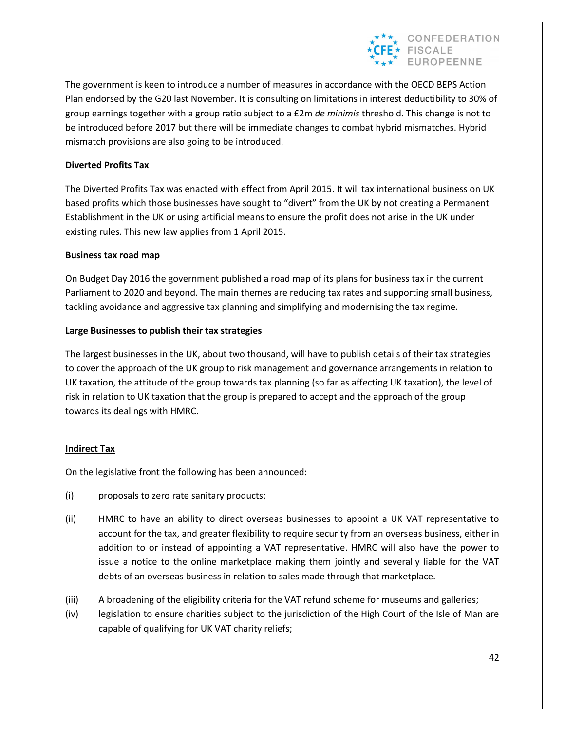The government is keen to introduce a number of measures in accordance with the OECD BEPS Action Plan endorsed by the G20 last November. It is consulting on limitations in interest deductibility to 30% of group earnings together with a group ratio subject to a £2m *de minimis* threshold. This change is not to be introduced before 2017 but there will be immediate changes to combat hybrid mismatches. Hybrid mismatch provisions are also going to be introduced.

**Diverted Profits Tax**

The Diverted Profits Tax was enacted with effect from April 2015. It will tax international business on UK based profits which those businesses have sought to "divert" from the UK by not creating a Permanent Establishment in the UK or using artificial means to ensure the profit does not arise in the UK under existing rules. This new law applies from 1 April 2015.

**Business tax road map**

On Budget Day 2016 the government published a road map of its plans for business tax in the current Parliament to 2020 and beyond. The main themes are reducing tax rates and supporting small business, tackling avoidance and aggressive tax planning and simplifying and modernising the tax regime.

**Large Businesses to publish their tax strategies**

The largest businesses in the UK, about two thousand, will have to publish details of their tax strategies to cover the approach of the UK group to risk management and governance arrangements in relation to UK taxation, the attitude of the group towards tax planning (so far as affecting UK taxation), the level of risk in relation to UK taxation that the group is prepared to accept and the approach of the group towards its dealings with HMRC.

**<u>Indirect Tax</u>**

On the legislative front the following has been announced:

(i) proposals to zero rate sanitary products;

(ii) HMRC to have an ability to direct overseas businesses to appoint a UK VAT representative to account for the tax, and greater flexibility to require security from an overseas business, either in addition to or instead of appointing a VAT representative. HMRC will also have the power to issue a notice to the online marketplace making them jointly and severally liable for the VAT debts of an overseas business in relation to sales made through that marketplace.

(iii) A broadening of the eligibility criteria for the VAT refund scheme for museums and galleries;

(iv) legislation to ensure charities subject to the jurisdiction of the High Court of the Isle of Man are capable of qualifying for UK VAT charity reliefs;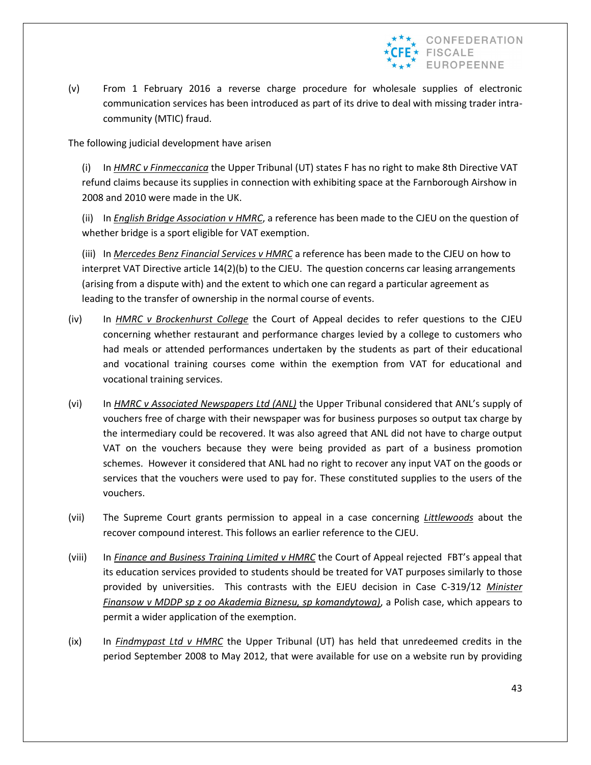(v) From 1 February 2016 a reverse charge procedure for wholesale supplies of electronic communication services has been introduced as part of its drive to deal with missing trader intra-community (MTIC) fraud.

The following judicial development have arisen

(i) In ***HMRC v Finmeccanica*** the Upper Tribunal (UT) states F has no right to make 8th Directive VAT refund claims because its supplies in connection with exhibiting space at the Farnborough Airshow in 2008 and 2010 were made in the UK.

(ii) In ***English Bridge Association v HMRC***, a reference has been made to the CJEU on the question of whether bridge is a sport eligible for VAT exemption.

(iii) In ***Mercedes Benz Financial Services v HMRC*** a reference has been made to the CJEU on how to interpret VAT Directive article 14(2)(b) to the CJEU. The question concerns car leasing arrangements (arising from a dispute with) and the extent to which one can regard a particular agreement as leading to the transfer of ownership in the normal course of events.

(iv) In ***HMRC v Brockenhurst College*** the Court of Appeal decides to refer questions to the CJEU concerning whether restaurant and performance charges levied by a college to customers who had meals or attended performances undertaken by the students as part of their educational and vocational training courses come within the exemption from VAT for educational and vocational training services.

(vi) In ***HMRC v Associated Newspapers Ltd (ANL)*** the Upper Tribunal considered that ANL's supply of vouchers free of charge with their newspaper was for business purposes so output tax charge by the intermediary could be recovered. It was also agreed that ANL did not have to charge output VAT on the vouchers because they were being provided as part of a business promotion schemes. However it considered that ANL had no right to recover any input VAT on the goods or services that the vouchers were used to pay for. These constituted supplies to the users of the vouchers.

(vii) The Supreme Court grants permission to appeal in a case concerning ***Littlewoods*** about the recover compound interest. This follows an earlier reference to the CJEU.

(viii) In ***Finance and Business Training Limited v HMRC*** the Court of Appeal rejected FBT's appeal that its education services provided to students should be treated for VAT purposes similarly to those provided by universities. This contrasts with the EJEU decision in Case C-319/12 ***Minister Finansow v MDDP sp z oo Akademia Biznesu, sp komandytowa)***, a Polish case, which appears to permit a wider application of the exemption.

(ix) In ***Findmypast Ltd v HMRC*** the Upper Tribunal (UT) has held that unredeemed credits in the period September 2008 to May 2012, that were available for use on a website run by providing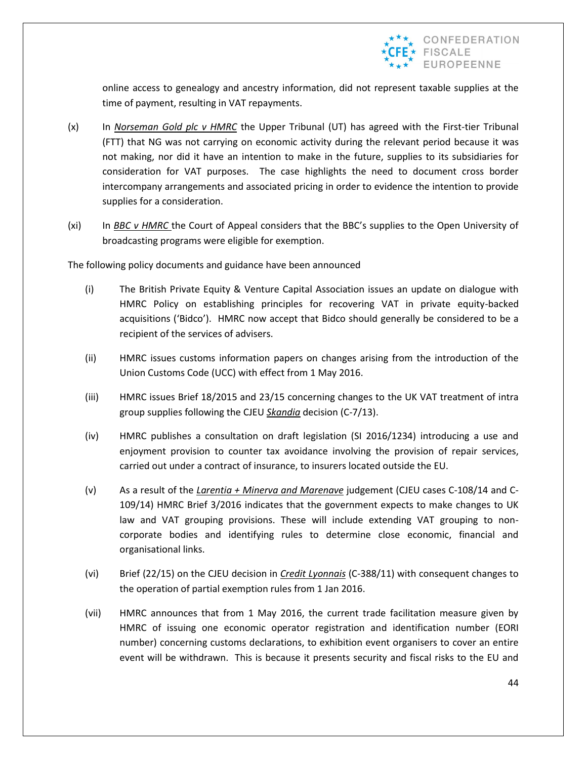online access to genealogy and ancestry information, did not represent taxable supplies at the time of payment, resulting in VAT repayments.

(x) In ***Norseman Gold plc v HMRC*** the Upper Tribunal (UT) has agreed with the First-tier Tribunal (FTT) that NG was not carrying on economic activity during the relevant period because it was not making, nor did it have an intention to make in the future, supplies to its subsidiaries for consideration for VAT purposes. The case highlights the need to document cross border intercompany arrangements and associated pricing in order to evidence the intention to provide supplies for a consideration.

(xi) In ***BBC v HMRC*** the Court of Appeal considers that the BBC's supplies to the Open University of broadcasting programs were eligible for exemption.

The following policy documents and guidance have been announced

(i) The British Private Equity & Venture Capital Association issues an update on dialogue with HMRC Policy on establishing principles for recovering VAT in private equity-backed acquisitions ('Bidco'). HMRC now accept that Bidco should generally be considered to be a recipient of the services of advisers.

(ii) HMRC issues customs information papers on changes arising from the introduction of the Union Customs Code (UCC) with effect from 1 May 2016.

(iii) HMRC issues Brief 18/2015 and 23/15 concerning changes to the UK VAT treatment of intra group supplies following the CJEU ***Skandia*** decision (C-7/13).

(iv) HMRC publishes a consultation on draft legislation (SI 2016/1234) introducing a use and enjoyment provision to counter tax avoidance involving the provision of repair services, carried out under a contract of insurance, to insurers located outside the EU.

(v) As a result of the ***Larentia + Minerva and Marenave*** judgement (CJEU cases C-108/14 and C-109/14) HMRC Brief 3/2016 indicates that the government expects to make changes to UK law and VAT grouping provisions. These will include extending VAT grouping to non-corporate bodies and identifying rules to determine close economic, financial and organisational links.

(vi) Brief (22/15) on the CJEU decision in ***Credit Lyonnais*** (C-388/11) with consequent changes to the operation of partial exemption rules from 1 Jan 2016.

(vii) HMRC announces that from 1 May 2016, the current trade facilitation measure given by HMRC of issuing one economic operator registration and identification number (EORI number) concerning customs declarations, to exhibition event organisers to cover an entire event will be withdrawn. This is because it presents security and fiscal risks to the EU and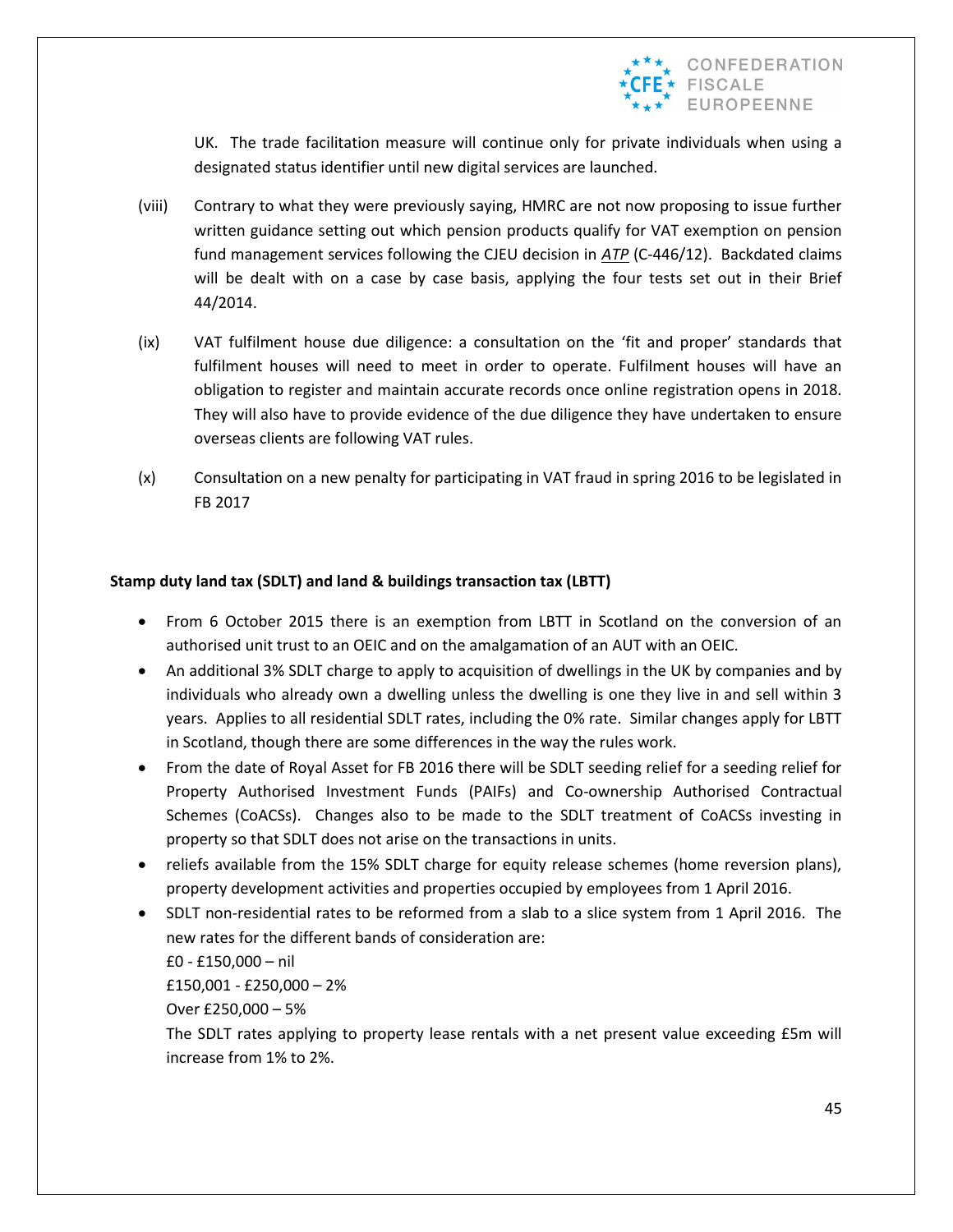UK. The trade facilitation measure will continue only for private individuals when using a designated status identifier until new digital services are launched.

(viii) Contrary to what they were previously saying, HMRC are not now proposing to issue further written guidance setting out which pension products qualify for VAT exemption on pension fund management services following the CJEU decision in *ATP* (C-446/12). Backdated claims will be dealt with on a case by case basis, applying the four tests set out in their Brief 44/2014.

(ix) VAT fulfilment house due diligence: a consultation on the 'fit and proper' standards that fulfilment houses will need to meet in order to operate. Fulfilment houses will have an obligation to register and maintain accurate records once online registration opens in 2018. They will also have to provide evidence of the due diligence they have undertaken to ensure overseas clients are following VAT rules.

(x) Consultation on a new penalty for participating in VAT fraud in spring 2016 to be legislated in FB 2017

**Stamp duty land tax (SDLT) and land & buildings transaction tax (LBTT)**

- From 6 October 2015 there is an exemption from LBTT in Scotland on the conversion of an authorised unit trust to an OEIC and on the amalgamation of an AUT with an OEIC.
- An additional 3% SDLT charge to apply to acquisition of dwellings in the UK by companies and by individuals who already own a dwelling unless the dwelling is one they live in and sell within 3 years. Applies to all residential SDLT rates, including the 0% rate. Similar changes apply for LBTT in Scotland, though there are some differences in the way the rules work.
- From the date of Royal Asset for FB 2016 there will be SDLT seeding relief for a seeding relief for Property Authorised Investment Funds (PAIFs) and Co-ownership Authorised Contractual Schemes (CoACSs). Changes also to be made to the SDLT treatment of CoACSs investing in property so that SDLT does not arise on the transactions in units.
- reliefs available from the 15% SDLT charge for equity release schemes (home reversion plans), property development activities and properties occupied by employees from 1 April 2016.
- SDLT non-residential rates to be reformed from a slab to a slice system from 1 April 2016. The new rates for the different bands of consideration are:

  £0 - £150,000 – nil
  £150,001 - £250,000 – 2%
  Over £250,000 – 5%

  The SDLT rates applying to property lease rentals with a net present value exceeding £5m will increase from 1% to 2%.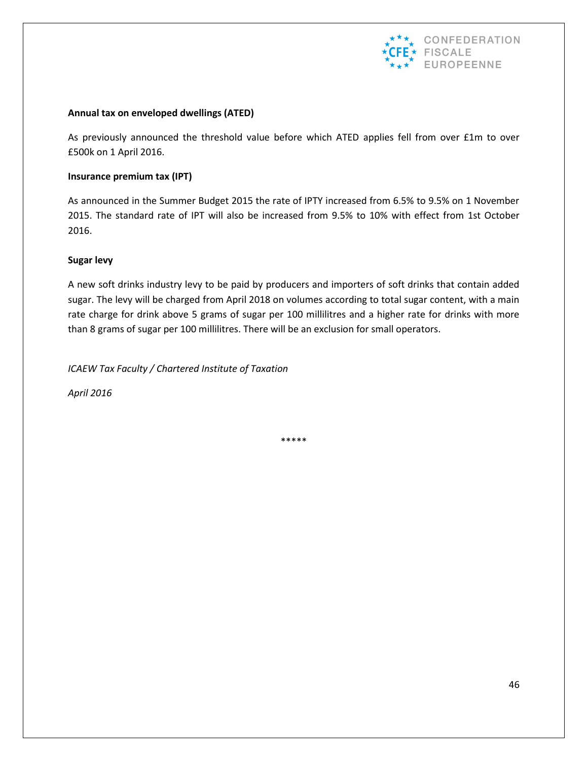**Annual tax on enveloped dwellings (ATED)**

As previously announced the threshold value before which ATED applies fell from over £1m to over £500k on 1 April 2016.

**Insurance premium tax (IPT)**

As announced in the Summer Budget 2015 the rate of IPTY increased from 6.5% to 9.5% on 1 November 2015. The standard rate of IPT will also be increased from 9.5% to 10% with effect from 1st October 2016.

**Sugar levy**

A new soft drinks industry levy to be paid by producers and importers of soft drinks that contain added sugar. The levy will be charged from April 2018 on volumes according to total sugar content, with a main rate charge for drink above 5 grams of sugar per 100 millilitres and a higher rate for drinks with more than 8 grams of sugar per 100 millilitres. There will be an exclusion for small operators.

*ICAEW Tax Faculty / Chartered Institute of Taxation*

*April 2016*

*****